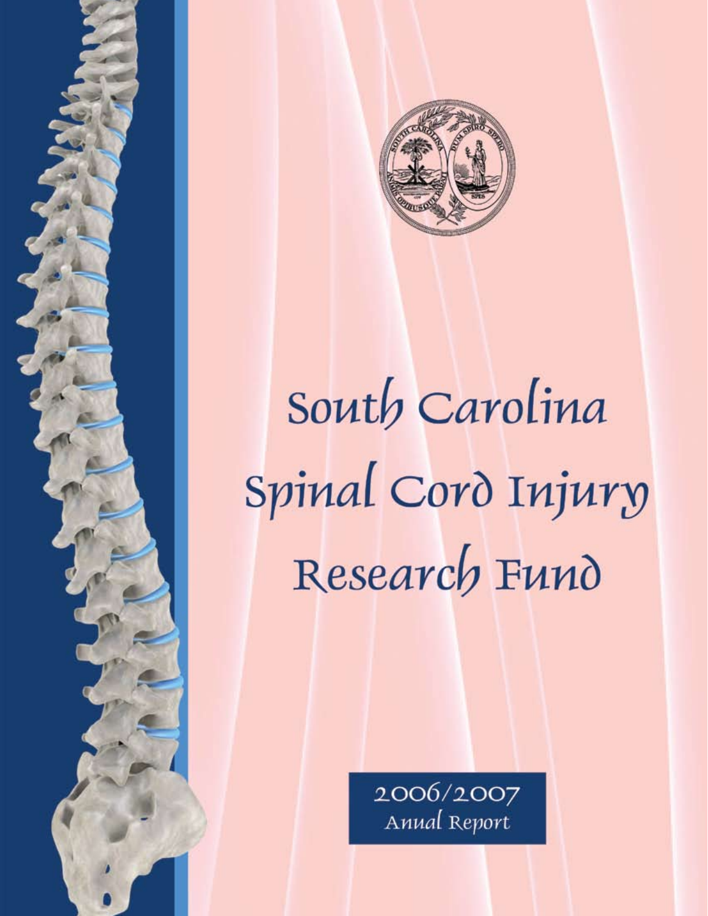# South Carolina Spinal Cord Injury Research Fund

2006/2007
Anual Report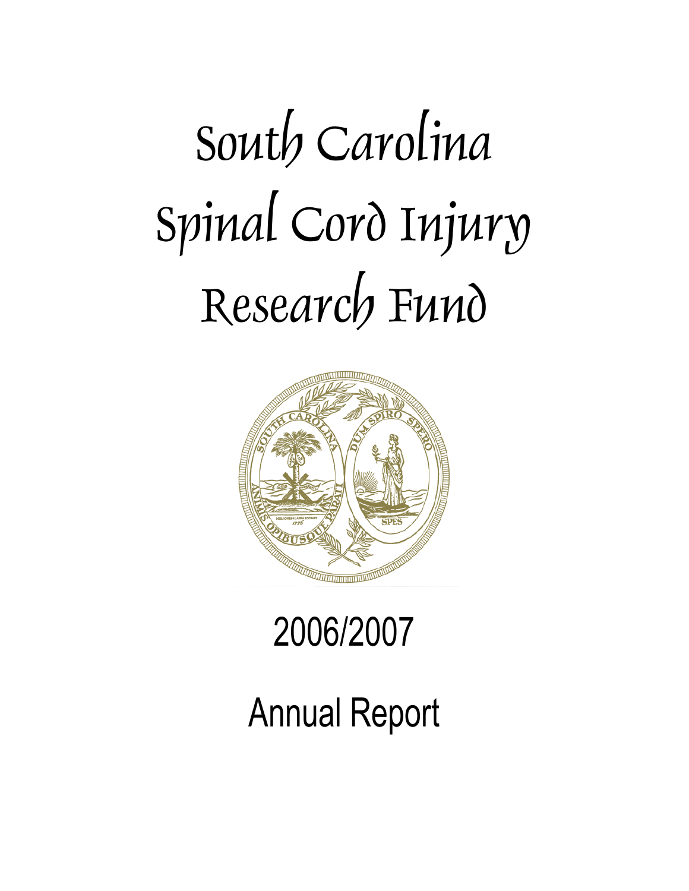# South Carolina Spinal Cord Injury Research Fund

2006/2007

Annual Report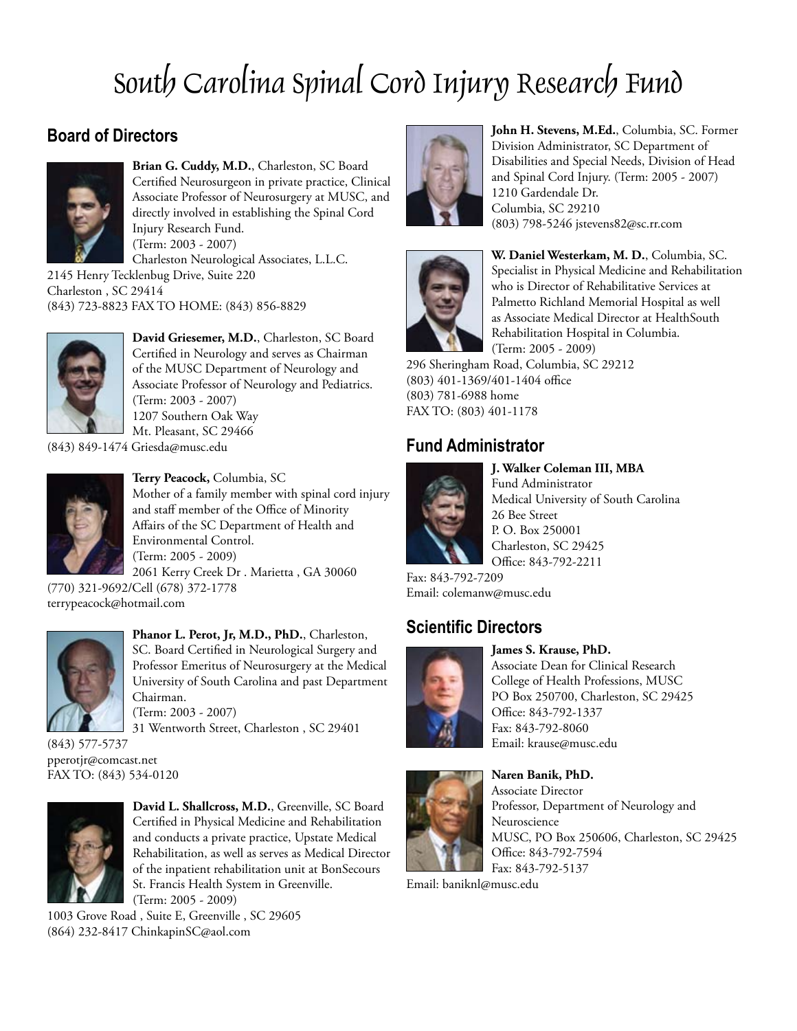# South Carolina Spinal Cord Injury Research Fund

## Board of Directors

**Brian G. Cuddy, M.D.**, Charleston, SC Board Certified Neurosurgeon in private practice, Clinical Associate Professor of Neurosurgery at MUSC, and directly involved in establishing the Spinal Cord Injury Research Fund.
(Term: 2003 - 2007)
Charleston Neurological Associates, L.L.C.
2145 Henry Tecklenbug Drive, Suite 220
Charleston , SC 29414
(843) 723-8823 FAX TO HOME: (843) 856-8829

**David Griesemer, M.D.**, Charleston, SC Board Certified in Neurology and serves as Chairman of the MUSC Department of Neurology and Associate Professor of Neurology and Pediatrics.
(Term: 2003 - 2007)
1207 Southern Oak Way
Mt. Pleasant, SC 29466
(843) 849-1474 Griesda@musc.edu

**Terry Peacock,** Columbia, SC
Mother of a family member with spinal cord injury and staff member of the Office of Minority Affairs of the SC Department of Health and Environmental Control.
(Term: 2005 - 2009)
2061 Kerry Creek Dr . Marietta , GA 30060
(770) 321-9692/Cell (678) 372-1778
terrypeacock@hotmail.com

**Phanor L. Perot, Jr, M.D., PhD.**, Charleston, SC. Board Certified in Neurological Surgery and Professor Emeritus of Neurosurgery at the Medical University of South Carolina and past Department Chairman.
(Term: 2003 - 2007)
31 Wentworth Street, Charleston , SC 29401
(843) 577-5737
pperotjr@comcast.net
FAX TO: (843) 534-0120

**David L. Shallcross, M.D.**, Greenville, SC Board Certified in Physical Medicine and Rehabilitation and conducts a private practice, Upstate Medical Rehabilitation, as well as serves as Medical Director of the inpatient rehabilitation unit at BonSecours St. Francis Health System in Greenville.
(Term: 2005 - 2009)
1003 Grove Road , Suite E, Greenville , SC 29605
(864) 232-8417 ChinkapinSC@aol.com

**John H. Stevens, M.Ed.**, Columbia, SC. Former Division Administrator, SC Department of Disabilities and Special Needs, Division of Head and Spinal Cord Injury. (Term: 2005 - 2007)
1210 Gardendale Dr.
Columbia, SC 29210
(803) 798-5246 jstevens82@sc.rr.com

**W. Daniel Westerkam, M. D.**, Columbia, SC. Specialist in Physical Medicine and Rehabilitation who is Director of Rehabilitative Services at Palmetto Richland Memorial Hospital as well as Associate Medical Director at HealthSouth Rehabilitation Hospital in Columbia.
(Term: 2005 - 2009)
296 Sheringham Road, Columbia, SC 29212
(803) 401-1369/401-1404 office
(803) 781-6988 home
FAX TO: (803) 401-1178

## Fund Administrator

**J. Walker Coleman III, MBA**
Fund Administrator
Medical University of South Carolina
26 Bee Street
P. O. Box 250001
Charleston, SC 29425
Office: 843-792-2211
Fax: 843-792-7209
Email: colemanw@musc.edu

## Scientific Directors

**James S. Krause, PhD.**
Associate Dean for Clinical Research
College of Health Professions, MUSC
PO Box 250700, Charleston, SC 29425
Office: 843-792-1337
Fax: 843-792-8060
Email: krause@musc.edu

**Naren Banik, PhD.**
Associate Director
Professor, Department of Neurology and Neuroscience
MUSC, PO Box 250606, Charleston, SC 29425
Office: 843-792-7594
Fax: 843-792-5137
Email: baniknl@musc.edu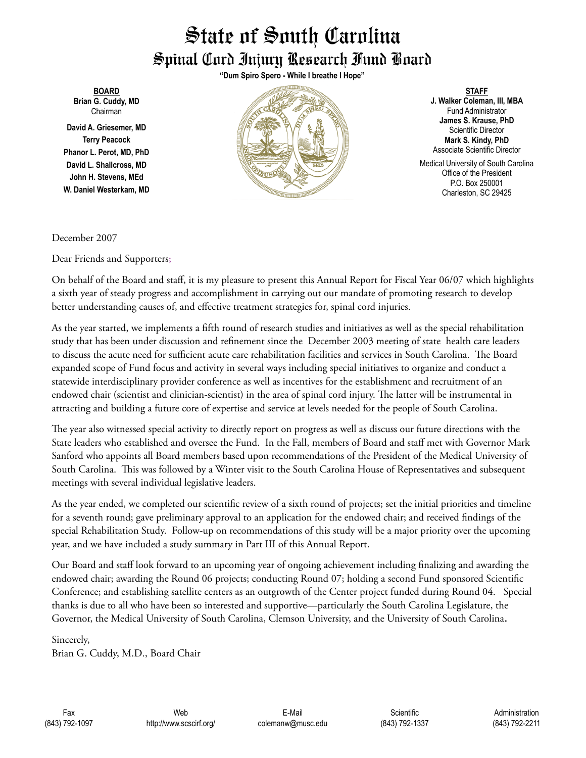# State of South Carolina
## Spinal Cord Injury Research Fund Board

**"Dum Spiro Spero - While I breathe I Hope"**

**BOARD**
**Brian G. Cuddy, MD**
Chairman
**David A. Griesemer, MD**
**Terry Peacock**
**Phanor L. Perot, MD, PhD**
**David L. Shallcross, MD**
**John H. Stevens, MEd**
**W. Daniel Westerkam, MD**

**STAFF**
**J. Walker Coleman, III, MBA**
Fund Administrator
**James S. Krause, PhD**
Scientific Director
**Mark S. Kindy, PhD**
Associate Scientific Director
Medical University of South Carolina
Office of the President
P.O. Box 250001
Charleston, SC 29425

December 2007

Dear Friends and Supporters;

On behalf of the Board and staff, it is my pleasure to present this Annual Report for Fiscal Year 06/07 which highlights a sixth year of steady progress and accomplishment in carrying out our mandate of promoting research to develop better understanding causes of, and effective treatment strategies for, spinal cord injuries.

As the year started, we implements a fifth round of research studies and initiatives as well as the special rehabilitation study that has been under discussion and refinement since the December 2003 meeting of state health care leaders to discuss the acute need for sufficient acute care rehabilitation facilities and services in South Carolina. The Board expanded scope of Fund focus and activity in several ways including special initiatives to organize and conduct a statewide interdisciplinary provider conference as well as incentives for the establishment and recruitment of an endowed chair (scientist and clinician-scientist) in the area of spinal cord injury. The latter will be instrumental in attracting and building a future core of expertise and service at levels needed for the people of South Carolina.

The year also witnessed special activity to directly report on progress as well as discuss our future directions with the State leaders who established and oversee the Fund. In the Fall, members of Board and staff met with Governor Mark Sanford who appoints all Board members based upon recommendations of the President of the Medical University of South Carolina. This was followed by a Winter visit to the South Carolina House of Representatives and subsequent meetings with several individual legislative leaders.

As the year ended, we completed our scientific review of a sixth round of projects; set the initial priorities and timeline for a seventh round; gave preliminary approval to an application for the endowed chair; and received findings of the special Rehabilitation Study. Follow-up on recommendations of this study will be a major priority over the upcoming year, and we have included a study summary in Part III of this Annual Report.

Our Board and staff look forward to an upcoming year of ongoing achievement including finalizing and awarding the endowed chair; awarding the Round 06 projects; conducting Round 07; holding a second Fund sponsored Scientific Conference; and establishing satellite centers as an outgrowth of the Center project funded during Round 04. Special thanks is due to all who have been so interested and supportive—particularly the South Carolina Legislature, the Governor, the Medical University of South Carolina, Clemson University, and the University of South Carolina.

Sincerely,
Brian G. Cuddy, M.D., Board Chair

| Fax | Web | E-Mail | Scientific | Administration |
|---|---|---|---|---|
| (843) 792-1097 | http://www.scscirf.org/ | colemanw@musc.edu | (843) 792-1337 | (843) 792-2211 |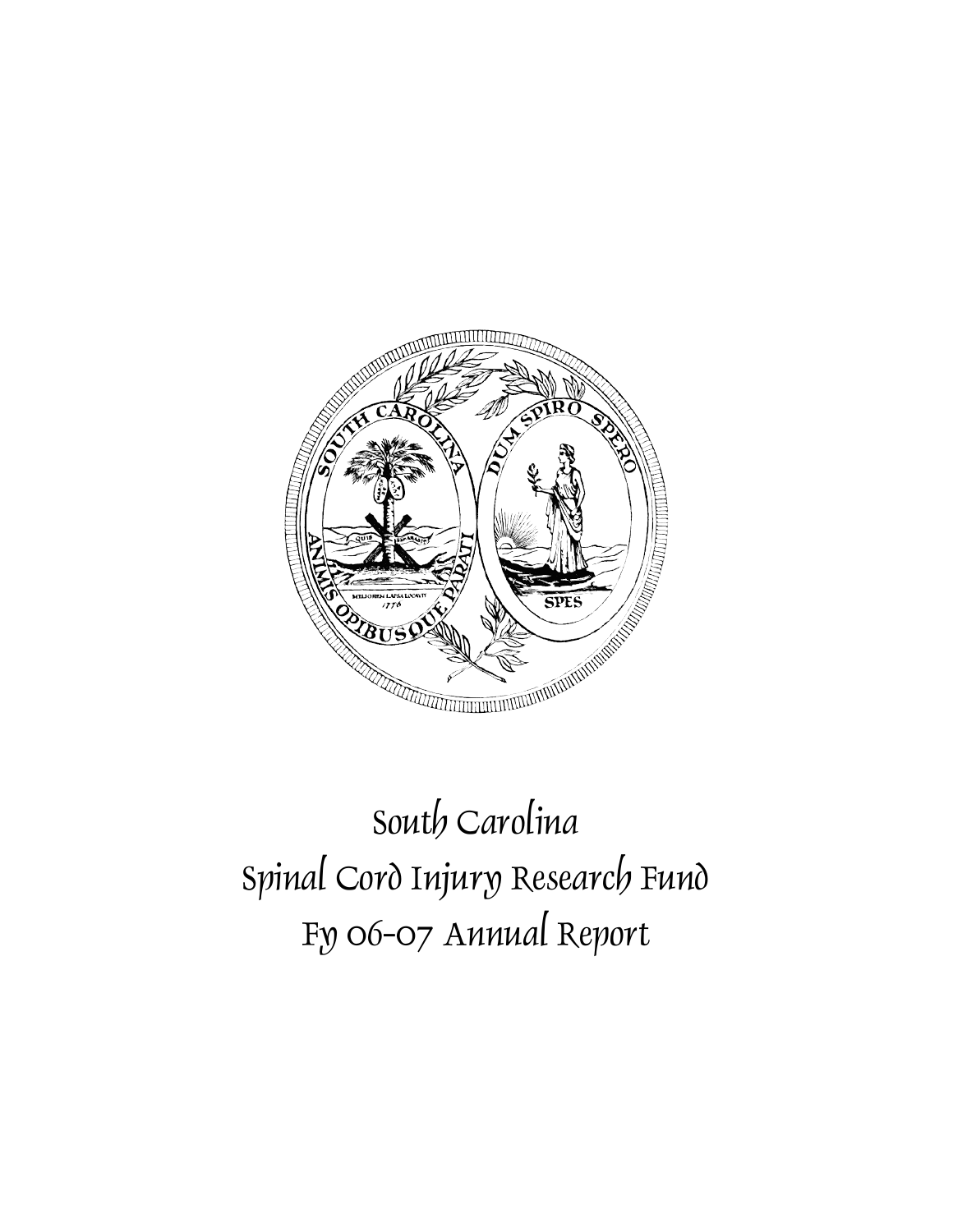# South Carolina
# Spinal Cord Injury Research Fund
# FY 06-07 Annual Report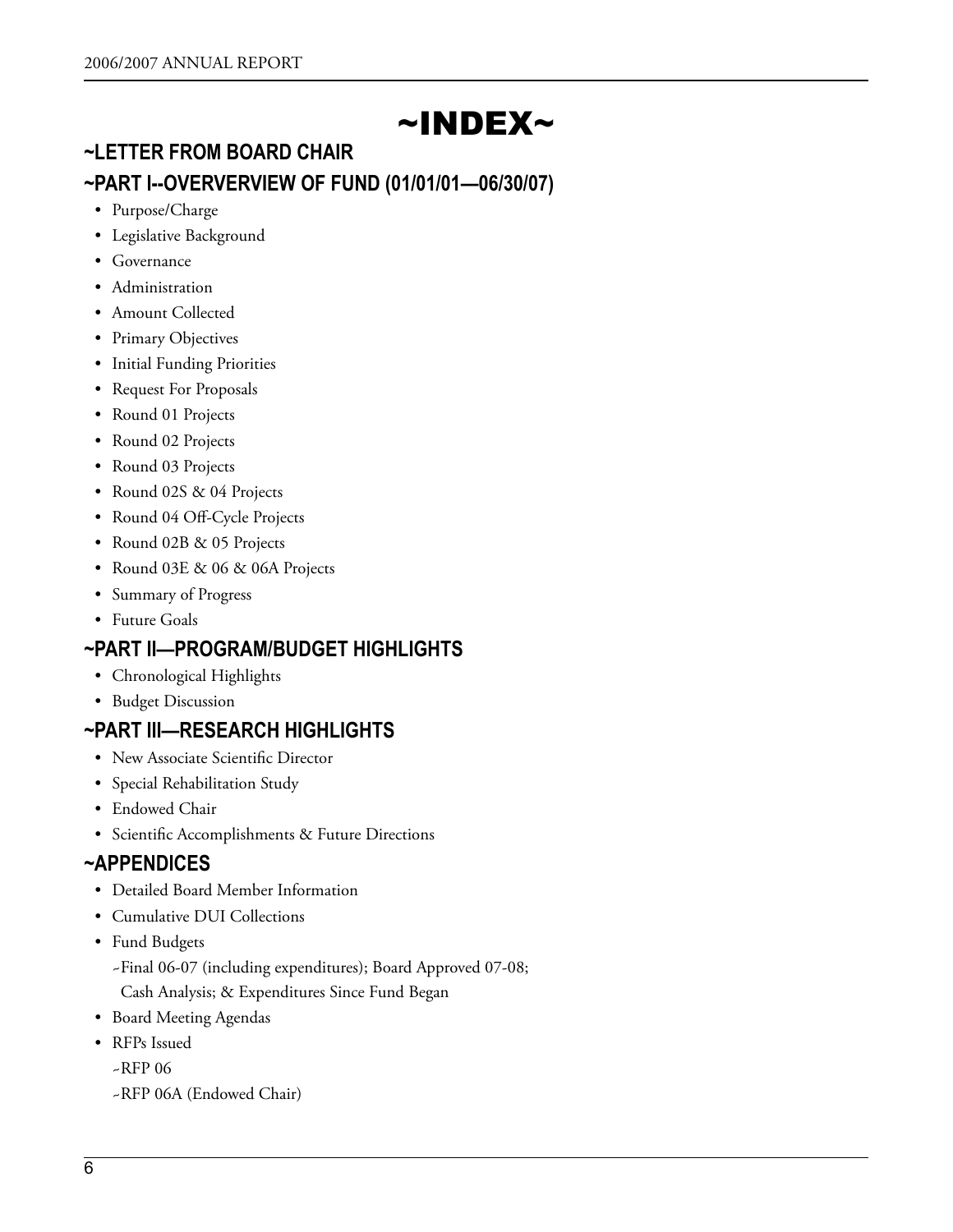# ~INDEX~

## ~LETTER FROM BOARD CHAIR

## ~PART I--OVERVERVIEW OF FUND (01/01/01—06/30/07)

- Purpose/Charge
- Legislative Background
- Governance
- Administration
- Amount Collected
- Primary Objectives
- Initial Funding Priorities
- Request For Proposals
- Round 01 Projects
- Round 02 Projects
- Round 03 Projects
- Round 02S & 04 Projects
- Round 04 Off-Cycle Projects
- Round 02B & 05 Projects
- Round 03E & 06 & 06A Projects
- Summary of Progress
- Future Goals

## ~PART II—PROGRAM/BUDGET HIGHLIGHTS

- Chronological Highlights
- Budget Discussion

## ~PART III—RESEARCH HIGHLIGHTS

- New Associate Scientific Director
- Special Rehabilitation Study
- Endowed Chair
- Scientific Accomplishments & Future Directions

## ~APPENDICES

- Detailed Board Member Information
- Cumulative DUI Collections
- Fund Budgets
  - ~Final 06-07 (including expenditures); Board Approved 07-08; Cash Analysis; & Expenditures Since Fund Began
- Board Meeting Agendas
- RFPs Issued
  - ~RFP 06
  - ~RFP 06A (Endowed Chair)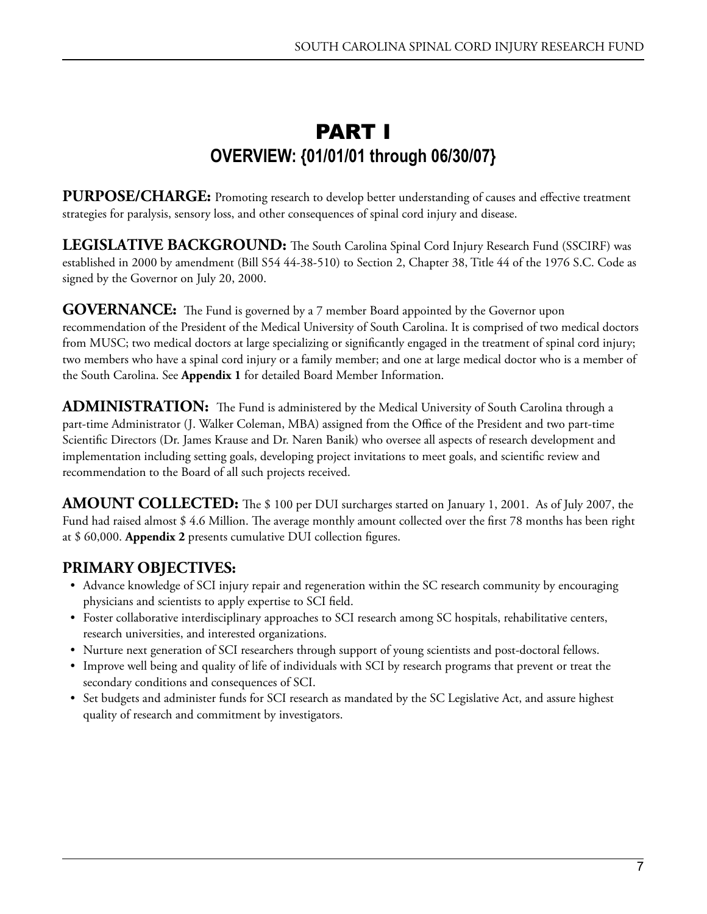# PART I

## OVERVIEW: {01/01/01 through 06/30/07}

**PURPOSE/CHARGE:** Promoting research to develop better understanding of causes and effective treatment strategies for paralysis, sensory loss, and other consequences of spinal cord injury and disease.

**LEGISLATIVE BACKGROUND:** The South Carolina Spinal Cord Injury Research Fund (SSCIRF) was established in 2000 by amendment (Bill S54 44-38-510) to Section 2, Chapter 38, Title 44 of the 1976 S.C. Code as signed by the Governor on July 20, 2000.

**GOVERNANCE:** The Fund is governed by a 7 member Board appointed by the Governor upon recommendation of the President of the Medical University of South Carolina. It is comprised of two medical doctors from MUSC; two medical doctors at large specializing or significantly engaged in the treatment of spinal cord injury; two members who have a spinal cord injury or a family member; and one at large medical doctor who is a member of the South Carolina. See **Appendix 1** for detailed Board Member Information.

**ADMINISTRATION:** The Fund is administered by the Medical University of South Carolina through a part-time Administrator (J. Walker Coleman, MBA) assigned from the Office of the President and two part-time Scientific Directors (Dr. James Krause and Dr. Naren Banik) who oversee all aspects of research development and implementation including setting goals, developing project invitations to meet goals, and scientific review and recommendation to the Board of all such projects received.

**AMOUNT COLLECTED:** The $ 100 per DUI surcharges started on January 1, 2001. As of July 2007, the Fund had raised almost $ 4.6 Million. The average monthly amount collected over the first 78 months has been right at $ 60,000. **Appendix 2** presents cumulative DUI collection figures.

**PRIMARY OBJECTIVES:**

- Advance knowledge of SCI injury repair and regeneration within the SC research community by encouraging physicians and scientists to apply expertise to SCI field.
- Foster collaborative interdisciplinary approaches to SCI research among SC hospitals, rehabilitative centers, research universities, and interested organizations.
- Nurture next generation of SCI researchers through support of young scientists and post-doctoral fellows.
- Improve well being and quality of life of individuals with SCI by research programs that prevent or treat the secondary conditions and consequences of SCI.
- Set budgets and administer funds for SCI research as mandated by the SC Legislative Act, and assure highest quality of research and commitment by investigators.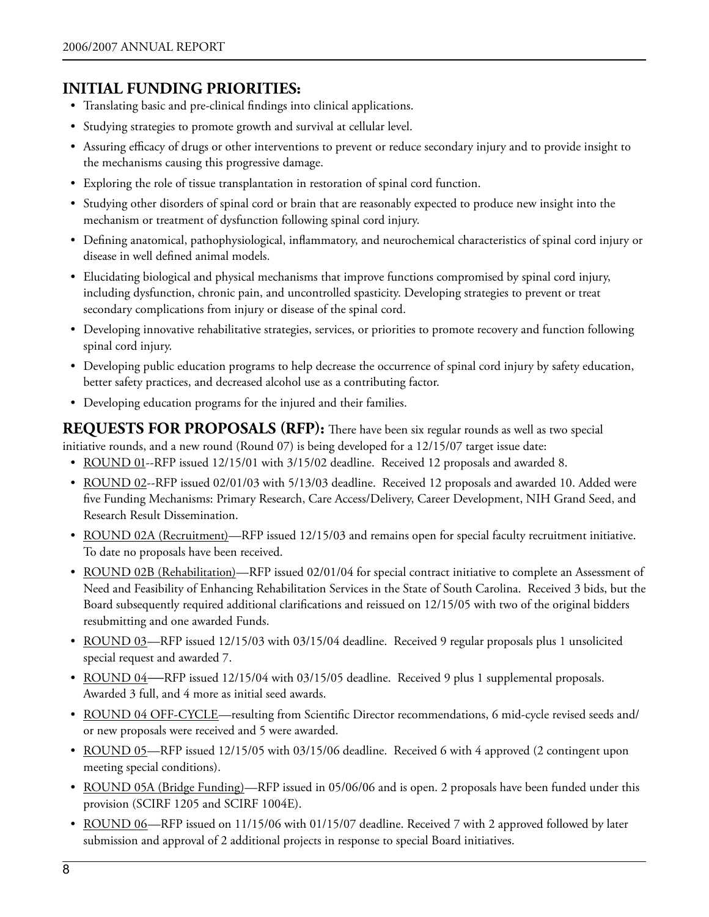## INITIAL FUNDING PRIORITIES:

- Translating basic and pre-clinical findings into clinical applications.
- Studying strategies to promote growth and survival at cellular level.
- Assuring efficacy of drugs or other interventions to prevent or reduce secondary injury and to provide insight to the mechanisms causing this progressive damage.
- Exploring the role of tissue transplantation in restoration of spinal cord function.
- Studying other disorders of spinal cord or brain that are reasonably expected to produce new insight into the mechanism or treatment of dysfunction following spinal cord injury.
- Defining anatomical, pathophysiological, inflammatory, and neurochemical characteristics of spinal cord injury or disease in well defined animal models.
- Elucidating biological and physical mechanisms that improve functions compromised by spinal cord injury, including dysfunction, chronic pain, and uncontrolled spasticity. Developing strategies to prevent or treat secondary complications from injury or disease of the spinal cord.
- Developing innovative rehabilitative strategies, services, or priorities to promote recovery and function following spinal cord injury.
- Developing public education programs to help decrease the occurrence of spinal cord injury by safety education, better safety practices, and decreased alcohol use as a contributing factor.
- Developing education programs for the injured and their families.

**REQUESTS FOR PROPOSALS (RFP):** There have been six regular rounds as well as two special initiative rounds, and a new round (Round 07) is being developed for a 12/15/07 target issue date:

- ROUND 01--RFP issued 12/15/01 with 3/15/02 deadline. Received 12 proposals and awarded 8.
- ROUND 02--RFP issued 02/01/03 with 5/13/03 deadline. Received 12 proposals and awarded 10. Added were five Funding Mechanisms: Primary Research, Care Access/Delivery, Career Development, NIH Grand Seed, and Research Result Dissemination.
- ROUND 02A (Recruitment)—RFP issued 12/15/03 and remains open for special faculty recruitment initiative. To date no proposals have been received.
- ROUND 02B (Rehabilitation)—RFP issued 02/01/04 for special contract initiative to complete an Assessment of Need and Feasibility of Enhancing Rehabilitation Services in the State of South Carolina. Received 3 bids, but the Board subsequently required additional clarifications and reissued on 12/15/05 with two of the original bidders resubmitting and one awarded Funds.
- ROUND 03—RFP issued 12/15/03 with 03/15/04 deadline. Received 9 regular proposals plus 1 unsolicited special request and awarded 7.
- ROUND 04—RFP issued 12/15/04 with 03/15/05 deadline. Received 9 plus 1 supplemental proposals. Awarded 3 full, and 4 more as initial seed awards.
- ROUND 04 OFF-CYCLE—resulting from Scientific Director recommendations, 6 mid-cycle revised seeds and/or new proposals were received and 5 were awarded.
- ROUND 05—RFP issued 12/15/05 with 03/15/06 deadline. Received 6 with 4 approved (2 contingent upon meeting special conditions).
- ROUND 05A (Bridge Funding)—RFP issued in 05/06/06 and is open. 2 proposals have been funded under this provision (SCIRF 1205 and SCIRF 1004E).
- ROUND 06—RFP issued on 11/15/06 with 01/15/07 deadline. Received 7 with 2 approved followed by later submission and approval of 2 additional projects in response to special Board initiatives.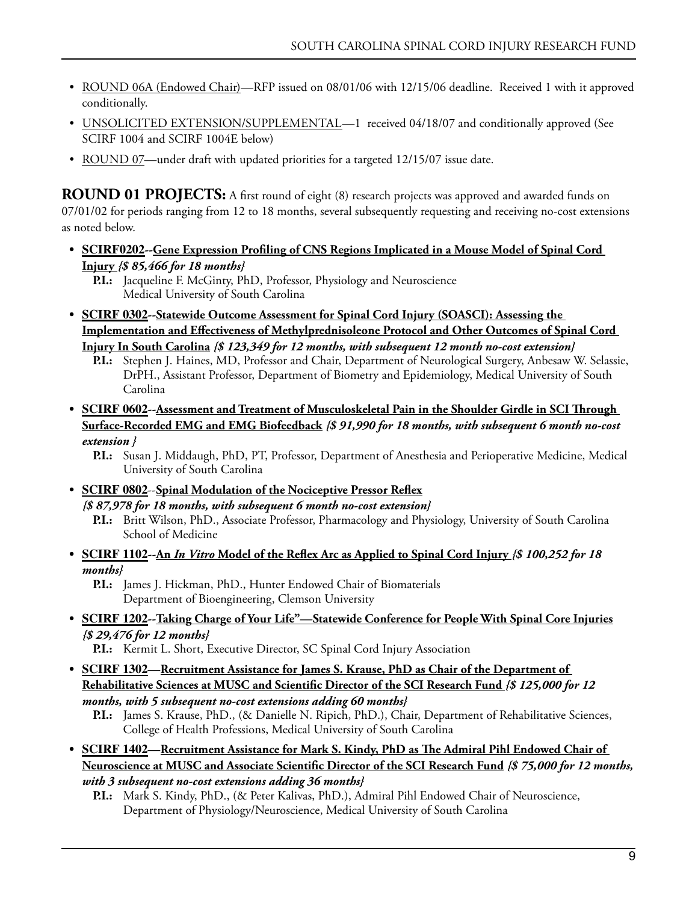- ROUND 06A (Endowed Chair)—RFP issued on 08/01/06 with 12/15/06 deadline. Received 1 with it approved conditionally.
- UNSOLICITED EXTENSION/SUPPLEMENTAL—1 received 04/18/07 and conditionally approved (See SCIRF 1004 and SCIRF 1004E below)
- ROUND 07—under draft with updated priorities for a targeted 12/15/07 issue date.

**ROUND 01 PROJECTS:** A first round of eight (8) research projects was approved and awarded funds on 07/01/02 for periods ranging from 12 to 18 months, several subsequently requesting and receiving no-cost extensions as noted below.

- **SCIRF0202--Gene Expression Profiling of CNS Regions Implicated in a Mouse Model of Spinal Cord Injury** ***{$ 85,466 for 18 months}***
  **P.I.:** Jacqueline F. McGinty, PhD, Professor, Physiology and Neuroscience
  Medical University of South Carolina
- **SCIRF 0302--Statewide Outcome Assessment for Spinal Cord Injury (SOASCI): Assessing the Implementation and Effectiveness of Methylprednisoleone Protocol and Other Outcomes of Spinal Cord Injury In South Carolina** ***{$ 123,349 for 12 months, with subsequent 12 month no-cost extension}***
  **P.I.:** Stephen J. Haines, MD, Professor and Chair, Department of Neurological Surgery, Anbesaw W. Selassie, DrPH., Assistant Professor, Department of Biometry and Epidemiology, Medical University of South Carolina
- **SCIRF 0602--Assessment and Treatment of Musculoskeletal Pain in the Shoulder Girdle in SCI Through Surface-Recorded EMG and EMG Biofeedback** ***{$ 91,990 for 18 months, with subsequent 6 month no-cost extension }***
  **P.I.:** Susan J. Middaugh, PhD, PT, Professor, Department of Anesthesia and Perioperative Medicine, Medical University of South Carolina
- **SCIRF 0802--Spinal Modulation of the Nociceptive Pressor Reflex**
  ***{$ 87,978 for 18 months, with subsequent 6 month no-cost extension}***
  **P.I.:** Britt Wilson, PhD., Associate Professor, Pharmacology and Physiology, University of South Carolina School of Medicine
- **SCIRF 1102--An *In Vitro* Model of the Reflex Arc as Applied to Spinal Cord Injury** ***{$ 100,252 for 18 months}***
  **P.I.:** James J. Hickman, PhD., Hunter Endowed Chair of Biomaterials
  Department of Bioengineering, Clemson University
- **SCIRF 1202--Taking Charge of Your Life"—Statewide Conference for People With Spinal Core Injuries** ***{$ 29,476 for 12 months}***
  **P.I.:** Kermit L. Short, Executive Director, SC Spinal Cord Injury Association
- **SCIRF 1302—Recruitment Assistance for James S. Krause, PhD as Chair of the Department of Rehabilitative Sciences at MUSC and Scientific Director of the SCI Research Fund** ***{$ 125,000 for 12 months, with 5 subsequent no-cost extensions adding 60 months}***
  **P.I.:** James S. Krause, PhD., (& Danielle N. Ripich, PhD.), Chair, Department of Rehabilitative Sciences, College of Health Professions, Medical University of South Carolina
- **SCIRF 1402—Recruitment Assistance for Mark S. Kindy, PhD as The Admiral Pihl Endowed Chair of Neuroscience at MUSC and Associate Scientific Director of the SCI Research Fund** ***{$ 75,000 for 12 months, with 3 subsequent no-cost extensions adding 36 months}***
  **P.I.:** Mark S. Kindy, PhD., (& Peter Kalivas, PhD.), Admiral Pihl Endowed Chair of Neuroscience, Department of Physiology/Neuroscience, Medical University of South Carolina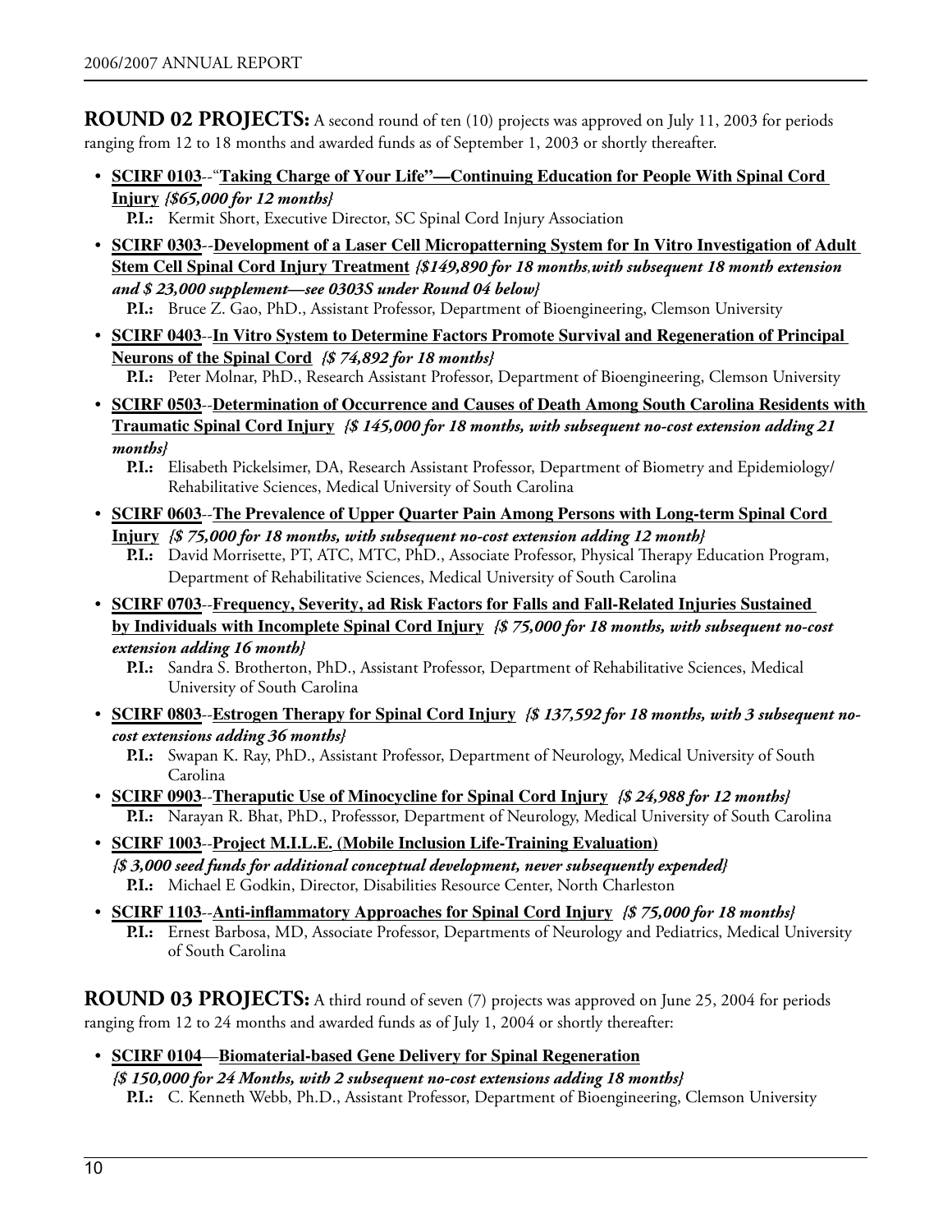**ROUND 02 PROJECTS:** A second round of ten (10) projects was approved on July 11, 2003 for periods ranging from 12 to 18 months and awarded funds as of September 1, 2003 or shortly thereafter.

- **SCIRF 0103**--"**Taking Charge of Your Life"—Continuing Education for People With Spinal Cord Injury** ***{$65,000 for 12 months}***
  **P.I.:** Kermit Short, Executive Director, SC Spinal Cord Injury Association
- **SCIRF 0303**--**Development of a Laser Cell Micropatterning System for In Vitro Investigation of Adult Stem Cell Spinal Cord Injury Treatment** ***{$149,890 for 18 months, with subsequent 18 month extension and $ 23,000 supplement—see 0303S under Round 04 below}***
  **P.I.:** Bruce Z. Gao, PhD., Assistant Professor, Department of Bioengineering, Clemson University
- **SCIRF 0403**--**In Vitro System to Determine Factors Promote Survival and Regeneration of Principal Neurons of the Spinal Cord** ***{$ 74,892 for 18 months}***
  **P.I.:** Peter Molnar, PhD., Research Assistant Professor, Department of Bioengineering, Clemson University
- **SCIRF 0503**--**Determination of Occurrence and Causes of Death Among South Carolina Residents with Traumatic Spinal Cord Injury** ***{$ 145,000 for 18 months, with subsequent no-cost extension adding 21 months}***
  **P.I.:** Elisabeth Pickelsimer, DA, Research Assistant Professor, Department of Biometry and Epidemiology/ Rehabilitative Sciences, Medical University of South Carolina
- **SCIRF 0603**--**The Prevalence of Upper Quarter Pain Among Persons with Long-term Spinal Cord Injury** ***{$ 75,000 for 18 months, with subsequent no-cost extension adding 12 month}***
  **P.I.:** David Morrisette, PT, ATC, MTC, PhD., Associate Professor, Physical Therapy Education Program, Department of Rehabilitative Sciences, Medical University of South Carolina
- **SCIRF 0703**--**Frequency, Severity, ad Risk Factors for Falls and Fall-Related Injuries Sustained by Individuals with Incomplete Spinal Cord Injury** ***{$ 75,000 for 18 months, with subsequent no-cost extension adding 16 month}***
  **P.I.:** Sandra S. Brotherton, PhD., Assistant Professor, Department of Rehabilitative Sciences, Medical University of South Carolina
- **SCIRF 0803**--**Estrogen Therapy for Spinal Cord Injury** ***{$ 137,592 for 18 months, with 3 subsequent no-cost extensions adding 36 months}***
  **P.I.:** Swapan K. Ray, PhD., Assistant Professor, Department of Neurology, Medical University of South Carolina
- **SCIRF 0903**--**Theraputic Use of Minocycline for Spinal Cord Injury** ***{$ 24,988 for 12 months}***
  **P.I.:** Narayan R. Bhat, PhD., Professsor, Department of Neurology, Medical University of South Carolina
- **SCIRF 1003**--**Project M.I.L.E. (Mobile Inclusion Life-Training Evaluation)** ***{$ 3,000 seed funds for additional conceptual development, never subsequently expended}***
  **P.I.:** Michael E Godkin, Director, Disabilities Resource Center, North Charleston
- **SCIRF 1103**--**Anti-inflammatory Approaches for Spinal Cord Injury** ***{$ 75,000 for 18 months}***
  **P.I.:** Ernest Barbosa, MD, Associate Professor, Departments of Neurology and Pediatrics, Medical University of South Carolina

**ROUND 03 PROJECTS:** A third round of seven (7) projects was approved on June 25, 2004 for periods ranging from 12 to 24 months and awarded funds as of July 1, 2004 or shortly thereafter:

- **SCIRF 0104**—**Biomaterial-based Gene Delivery for Spinal Regeneration** ***{$ 150,000 for 24 Months, with 2 subsequent no-cost extensions adding 18 months}***
  **P.I.:** C. Kenneth Webb, Ph.D., Assistant Professor, Department of Bioengineering, Clemson University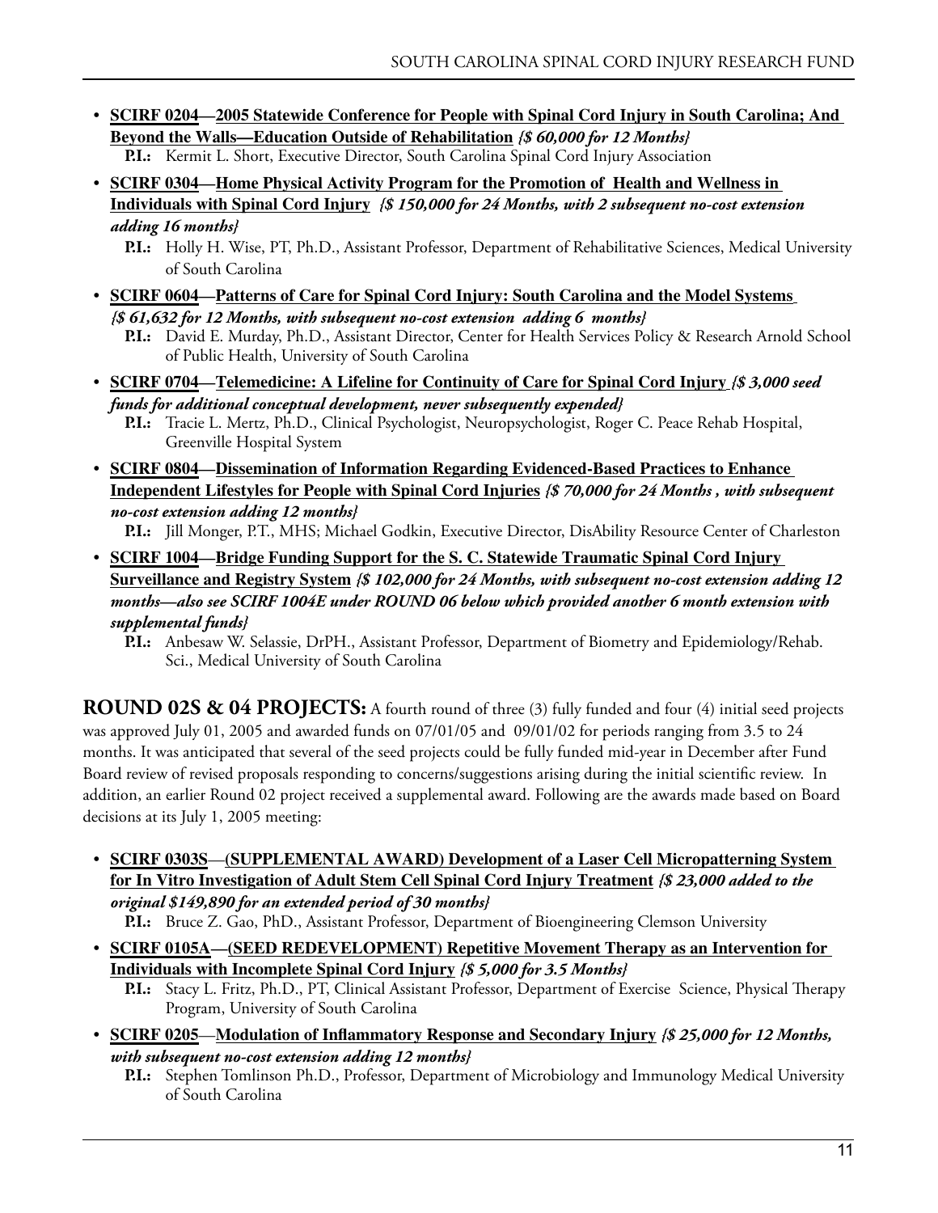- **SCIRF 0204—2005 Statewide Conference for People with Spinal Cord Injury in South Carolina; And Beyond the Walls—Education Outside of Rehabilitation** *{$ 60,000 for 12 Months}*
  **P.I.:** Kermit L. Short, Executive Director, South Carolina Spinal Cord Injury Association

- **SCIRF 0304—Home Physical Activity Program for the Promotion of Health and Wellness in Individuals with Spinal Cord Injury** *{$ 150,000 for 24 Months, with 2 subsequent no-cost extension adding 16 months}*
  **P.I.:** Holly H. Wise, PT, Ph.D., Assistant Professor, Department of Rehabilitative Sciences, Medical University of South Carolina

- **SCIRF 0604—Patterns of Care for Spinal Cord Injury: South Carolina and the Model Systems** *{$ 61,632 for 12 Months, with subsequent no-cost extension adding 6 months}*
  **P.I.:** David E. Murday, Ph.D., Assistant Director, Center for Health Services Policy & Research Arnold School of Public Health, University of South Carolina

- **SCIRF 0704—Telemedicine: A Lifeline for Continuity of Care for Spinal Cord Injury** *{$ 3,000 seed funds for additional conceptual development, never subsequently expended}*
  **P.I.:** Tracie L. Mertz, Ph.D., Clinical Psychologist, Neuropsychologist, Roger C. Peace Rehab Hospital, Greenville Hospital System

- **SCIRF 0804—Dissemination of Information Regarding Evidenced-Based Practices to Enhance Independent Lifestyles for People with Spinal Cord Injuries** *{$ 70,000 for 24 Months , with subsequent no-cost extension adding 12 months}*
  **P.I.:** Jill Monger, P.T., MHS; Michael Godkin, Executive Director, DisAbility Resource Center of Charleston

- **SCIRF 1004—Bridge Funding Support for the S. C. Statewide Traumatic Spinal Cord Injury Surveillance and Registry System** *{$ 102,000 for 24 Months, with subsequent no-cost extension adding 12 months—also see SCIRF 1004E under ROUND 06 below which provided another 6 month extension with supplemental funds}*
  **P.I.:** Anbesaw W. Selassie, DrPH., Assistant Professor, Department of Biometry and Epidemiology/Rehab. Sci., Medical University of South Carolina

**ROUND 02S & 04 PROJECTS:** A fourth round of three (3) fully funded and four (4) initial seed projects was approved July 01, 2005 and awarded funds on 07/01/05 and 09/01/02 for periods ranging from 3.5 to 24 months. It was anticipated that several of the seed projects could be fully funded mid-year in December after Fund Board review of revised proposals responding to concerns/suggestions arising during the initial scientific review. In addition, an earlier Round 02 project received a supplemental award. Following are the awards made based on Board decisions at its July 1, 2005 meeting:

- **SCIRF 0303S—(SUPPLEMENTAL AWARD) Development of a Laser Cell Micropatterning System for In Vitro Investigation of Adult Stem Cell Spinal Cord Injury Treatment** *{$ 23,000 added to the original $149,890 for an extended period of 30 months}*
  **P.I.:** Bruce Z. Gao, PhD., Assistant Professor, Department of Bioengineering Clemson University

- **SCIRF 0105A—(SEED REDEVELOPMENT) Repetitive Movement Therapy as an Intervention for Individuals with Incomplete Spinal Cord Injury** *{$ 5,000 for 3.5 Months}*
  **P.I.:** Stacy L. Fritz, Ph.D., PT, Clinical Assistant Professor, Department of Exercise Science, Physical Therapy Program, University of South Carolina

- **SCIRF 0205—Modulation of Inflammatory Response and Secondary Injury** *{$ 25,000 for 12 Months, with subsequent no-cost extension adding 12 months}*
  **P.I.:** Stephen Tomlinson Ph.D., Professor, Department of Microbiology and Immunology Medical University of South Carolina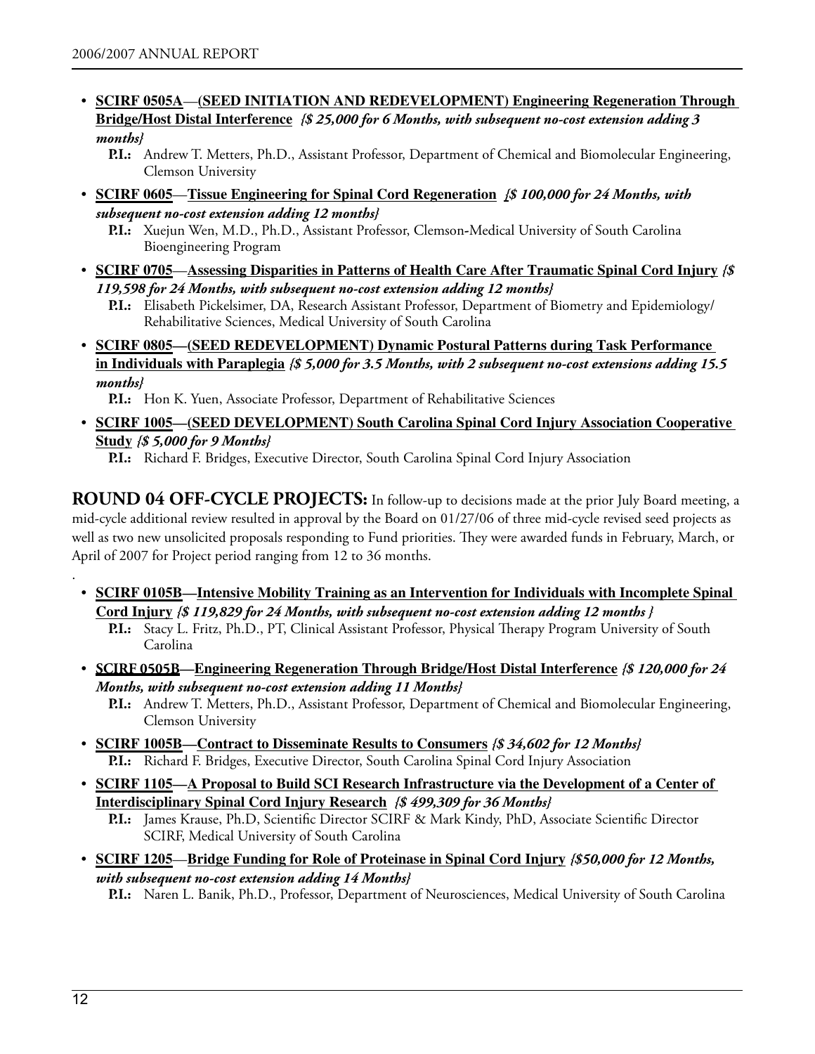- **SCIRF 0505A—(SEED INITIATION AND REDEVELOPMENT) Engineering Regeneration Through Bridge/Host Distal Interference** ***{$ 25,000 for 6 Months, with subsequent no-cost extension adding 3 months}***
  - **P.I.:** Andrew T. Metters, Ph.D., Assistant Professor, Department of Chemical and Biomolecular Engineering, Clemson University
- **SCIRF 0605—Tissue Engineering for Spinal Cord Regeneration** ***{$ 100,000 for 24 Months, with subsequent no-cost extension adding 12 months}***
  - **P.I.:** Xuejun Wen, M.D., Ph.D., Assistant Professor, Clemson-Medical University of South Carolina Bioengineering Program
- **SCIRF 0705—Assessing Disparities in Patterns of Health Care After Traumatic Spinal Cord Injury** ***{$ 119,598 for 24 Months, with subsequent no-cost extension adding 12 months}***
  - **P.I.:** Elisabeth Pickelsimer, DA, Research Assistant Professor, Department of Biometry and Epidemiology/ Rehabilitative Sciences, Medical University of South Carolina
- **SCIRF 0805—(SEED REDEVELOPMENT) Dynamic Postural Patterns during Task Performance in Individuals with Paraplegia** ***{$ 5,000 for 3.5 Months, with 2 subsequent no-cost extensions adding 15.5 months}***
  - **P.I.:** Hon K. Yuen, Associate Professor, Department of Rehabilitative Sciences
- **SCIRF 1005—(SEED DEVELOPMENT) South Carolina Spinal Cord Injury Association Cooperative Study** ***{$ 5,000 for 9 Months}***
  - **P.I.:** Richard F. Bridges, Executive Director, South Carolina Spinal Cord Injury Association

**ROUND 04 OFF-CYCLE PROJECTS:** In follow-up to decisions made at the prior July Board meeting, a mid-cycle additional review resulted in approval by the Board on 01/27/06 of three mid-cycle revised seed projects as well as two new unsolicited proposals responding to Fund priorities. They were awarded funds in February, March, or April of 2007 for Project period ranging from 12 to 36 months.

.

- **SCIRF 0105B—Intensive Mobility Training as an Intervention for Individuals with Incomplete Spinal Cord Injury** ***{$ 119,829 for 24 Months, with subsequent no-cost extension adding 12 months }***
  - **P.I.:** Stacy L. Fritz, Ph.D., PT, Clinical Assistant Professor, Physical Therapy Program University of South Carolina
- **SCIRF 0505B—Engineering Regeneration Through Bridge/Host Distal Interference** ***{$ 120,000 for 24 Months, with subsequent no-cost extension adding 11 Months}***
  - **P.I.:** Andrew T. Metters, Ph.D., Assistant Professor, Department of Chemical and Biomolecular Engineering, Clemson University
- **SCIRF 1005B—Contract to Disseminate Results to Consumers** ***{$ 34,602 for 12 Months}***
  - **P.I.:** Richard F. Bridges, Executive Director, South Carolina Spinal Cord Injury Association
- **SCIRF 1105—A Proposal to Build SCI Research Infrastructure via the Development of a Center of Interdisciplinary Spinal Cord Injury Research** ***{$ 499,309 for 36 Months}***
  - **P.I.:** James Krause, Ph.D, Scientific Director SCIRF & Mark Kindy, PhD, Associate Scientific Director SCIRF, Medical University of South Carolina
- **SCIRF 1205—Bridge Funding for Role of Proteinase in Spinal Cord Injury** ***{$50,000 for 12 Months, with subsequent no-cost extension adding 14 Months}***
  - **P.I.:** Naren L. Banik, Ph.D., Professor, Department of Neurosciences, Medical University of South Carolina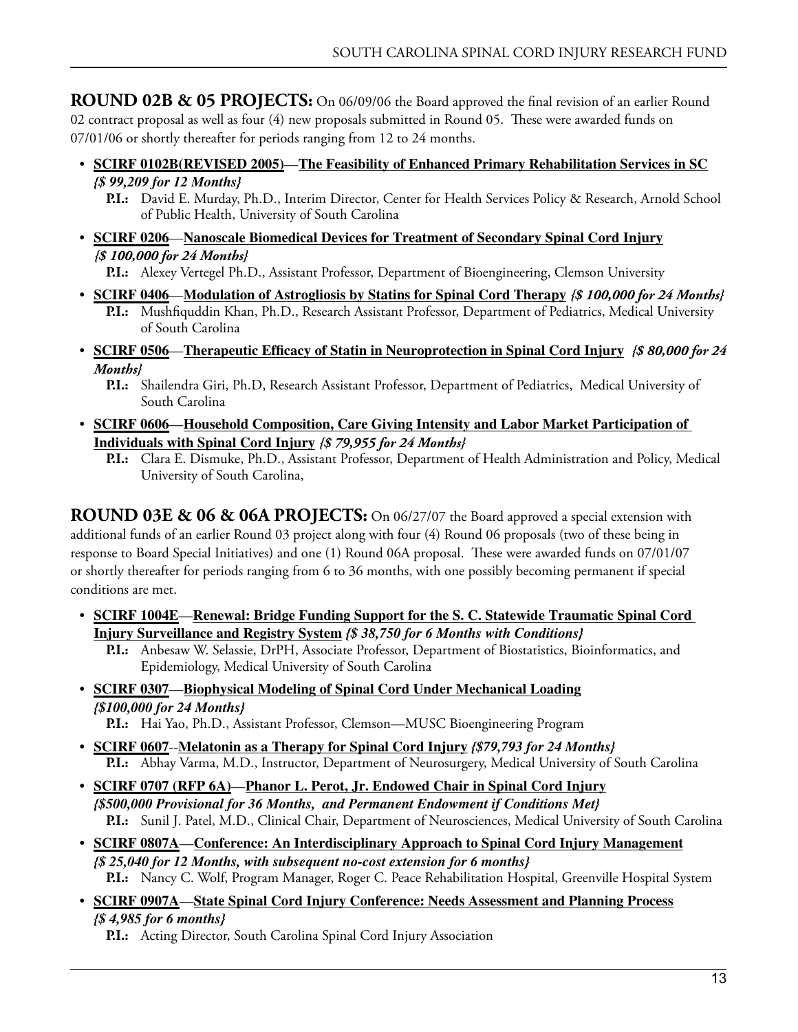**ROUND 02B & 05 PROJECTS:** On 06/09/06 the Board approved the final revision of an earlier Round 02 contract proposal as well as four (4) new proposals submitted in Round 05. These were awarded funds on 07/01/06 or shortly thereafter for periods ranging from 12 to 24 months.

- **SCIRF 0102B(REVISED 2005)—The Feasibility of Enhanced Primary Rehabilitation Services in SC** ***{$ 99,209 for 12 Months}***
  - **P.I.:** David E. Murday, Ph.D., Interim Director, Center for Health Services Policy & Research, Arnold School of Public Health, University of South Carolina
- **SCIRF 0206—Nanoscale Biomedical Devices for Treatment of Secondary Spinal Cord Injury** ***{$ 100,000 for 24 Months}***
  - **P.I.:** Alexey Vertegel Ph.D., Assistant Professor, Department of Bioengineering, Clemson University
- **SCIRF 0406—Modulation of Astrogliosis by Statins for Spinal Cord Therapy** ***{$ 100,000 for 24 Months}***
  - **P.I.:** Mushfiquddin Khan, Ph.D., Research Assistant Professor, Department of Pediatrics, Medical University of South Carolina
- **SCIRF 0506—Therapeutic Efficacy of Statin in Neuroprotection in Spinal Cord Injury** ***{$ 80,000 for 24 Months}***
  - **P.I.:** Shailendra Giri, Ph.D, Research Assistant Professor, Department of Pediatrics, Medical University of South Carolina
- **SCIRF 0606—Household Composition, Care Giving Intensity and Labor Market Participation of Individuals with Spinal Cord Injury** ***{$ 79,955 for 24 Months}***
  - **P.I.:** Clara E. Dismuke, Ph.D., Assistant Professor, Department of Health Administration and Policy, Medical University of South Carolina,

**ROUND 03E & 06 & 06A PROJECTS:** On 06/27/07 the Board approved a special extension with additional funds of an earlier Round 03 project along with four (4) Round 06 proposals (two of these being in response to Board Special Initiatives) and one (1) Round 06A proposal. These were awarded funds on 07/01/07 or shortly thereafter for periods ranging from 6 to 36 months, with one possibly becoming permanent if special conditions are met.

- **SCIRF 1004E—Renewal: Bridge Funding Support for the S. C. Statewide Traumatic Spinal Cord Injury Surveillance and Registry System** ***{$ 38,750 for 6 Months with Conditions}***
  - **P.I.:** Anbesaw W. Selassie, DrPH, Associate Professor, Department of Biostatistics, Bioinformatics, and Epidemiology, Medical University of South Carolina
- **SCIRF 0307—Biophysical Modeling of Spinal Cord Under Mechanical Loading** ***{$100,000 for 24 Months}***
  - **P.I.:** Hai Yao, Ph.D., Assistant Professor, Clemson—MUSC Bioengineering Program
- **SCIRF 0607--Melatonin as a Therapy for Spinal Cord Injury** ***{$79,793 for 24 Months}***
  - **P.I.:** Abhay Varma, M.D., Instructor, Department of Neurosurgery, Medical University of South Carolina
- **SCIRF 0707 (RFP 6A)—Phanor L. Perot, Jr. Endowed Chair in Spinal Cord Injury** ***{$500,000 Provisional for 36 Months, and Permanent Endowment if Conditions Met}***
  - **P.I.:** Sunil J. Patel, M.D., Clinical Chair, Department of Neurosciences, Medical University of South Carolina
- **SCIRF 0807A—Conference: An Interdisciplinary Approach to Spinal Cord Injury Management** ***{$ 25,040 for 12 Months, with subsequent no-cost extension for 6 months}***
  - **P.I.:** Nancy C. Wolf, Program Manager, Roger C. Peace Rehabilitation Hospital, Greenville Hospital System
- **SCIRF 0907A—State Spinal Cord Injury Conference: Needs Assessment and Planning Process** ***{$ 4,985 for 6 months}***
  - **P.I.:** Acting Director, South Carolina Spinal Cord Injury Association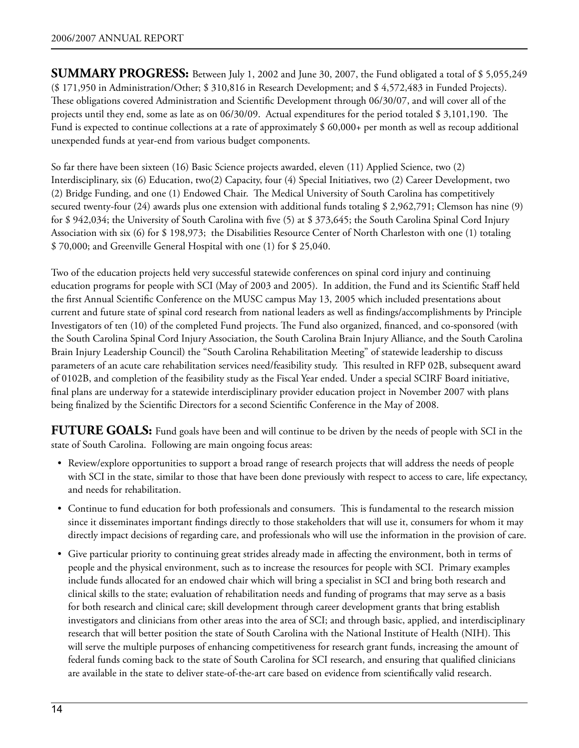**SUMMARY PROGRESS:** Between July 1, 2002 and June 30, 2007, the Fund obligated a total of $ 5,055,249 ($ 171,950 in Administration/Other; $ 310,816 in Research Development; and $ 4,572,483 in Funded Projects). These obligations covered Administration and Scientific Development through 06/30/07, and will cover all of the projects until they end, some as late as on 06/30/09. Actual expenditures for the period totaled $ 3,101,190. The Fund is expected to continue collections at a rate of approximately $ 60,000+ per month as well as recoup additional unexpended funds at year-end from various budget components.

So far there have been sixteen (16) Basic Science projects awarded, eleven (11) Applied Science, two (2) Interdisciplinary, six (6) Education, two(2) Capacity, four (4) Special Initiatives, two (2) Career Development, two (2) Bridge Funding, and one (1) Endowed Chair. The Medical University of South Carolina has competitively secured twenty-four (24) awards plus one extension with additional funds totaling $ 2,962,791; Clemson has nine (9) for $ 942,034; the University of South Carolina with five (5) at $ 373,645; the South Carolina Spinal Cord Injury Association with six (6) for $ 198,973; the Disabilities Resource Center of North Charleston with one (1) totaling $ 70,000; and Greenville General Hospital with one (1) for $ 25,040.

Two of the education projects held very successful statewide conferences on spinal cord injury and continuing education programs for people with SCI (May of 2003 and 2005). In addition, the Fund and its Scientific Staff held the first Annual Scientific Conference on the MUSC campus May 13, 2005 which included presentations about current and future state of spinal cord research from national leaders as well as findings/accomplishments by Principle Investigators of ten (10) of the completed Fund projects. The Fund also organized, financed, and co-sponsored (with the South Carolina Spinal Cord Injury Association, the South Carolina Brain Injury Alliance, and the South Carolina Brain Injury Leadership Council) the "South Carolina Rehabilitation Meeting" of statewide leadership to discuss parameters of an acute care rehabilitation services need/feasibility study. This resulted in RFP 02B, subsequent award of 0102B, and completion of the feasibility study as the Fiscal Year ended. Under a special SCIRF Board initiative, final plans are underway for a statewide interdisciplinary provider education project in November 2007 with plans being finalized by the Scientific Directors for a second Scientific Conference in the May of 2008.

**FUTURE GOALS:** Fund goals have been and will continue to be driven by the needs of people with SCI in the state of South Carolina. Following are main ongoing focus areas:

- Review/explore opportunities to support a broad range of research projects that will address the needs of people with SCI in the state, similar to those that have been done previously with respect to access to care, life expectancy, and needs for rehabilitation.
- Continue to fund education for both professionals and consumers. This is fundamental to the research mission since it disseminates important findings directly to those stakeholders that will use it, consumers for whom it may directly impact decisions of regarding care, and professionals who will use the information in the provision of care.
- Give particular priority to continuing great strides already made in affecting the environment, both in terms of people and the physical environment, such as to increase the resources for people with SCI. Primary examples include funds allocated for an endowed chair which will bring a specialist in SCI and bring both research and clinical skills to the state; evaluation of rehabilitation needs and funding of programs that may serve as a basis for both research and clinical care; skill development through career development grants that bring establish investigators and clinicians from other areas into the area of SCI; and through basic, applied, and interdisciplinary research that will better position the state of South Carolina with the National Institute of Health (NIH). This will serve the multiple purposes of enhancing competitiveness for research grant funds, increasing the amount of federal funds coming back to the state of South Carolina for SCI research, and ensuring that qualified clinicians are available in the state to deliver state-of-the-art care based on evidence from scientifically valid research.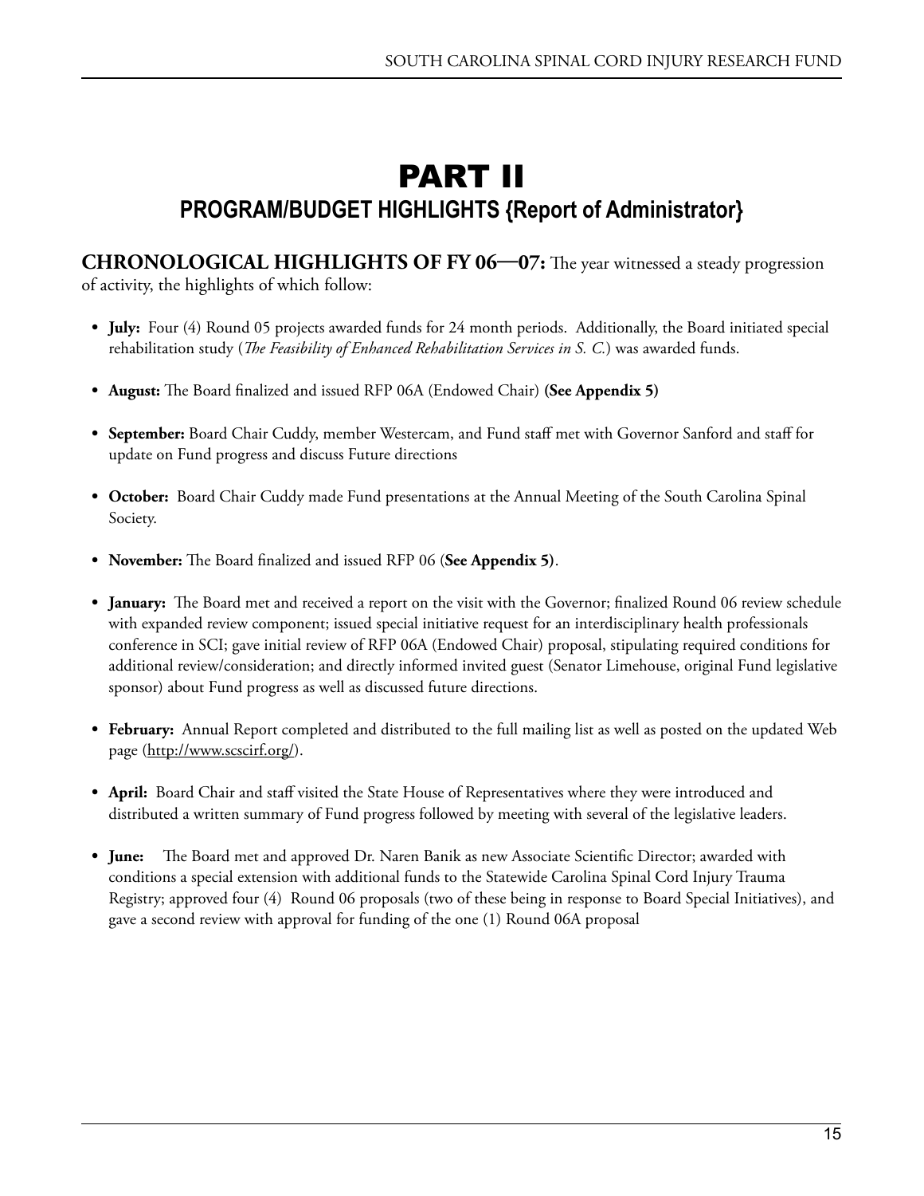# PART II

## PROGRAM/BUDGET HIGHLIGHTS {Report of Administrator}

**CHRONOLOGICAL HIGHLIGHTS OF FY 06—07:** The year witnessed a steady progression of activity, the highlights of which follow:

- **July:** Four (4) Round 05 projects awarded funds for 24 month periods. Additionally, the Board initiated special rehabilitation study (*The Feasibility of Enhanced Rehabilitation Services in S. C.*) was awarded funds.

- **August:** The Board finalized and issued RFP 06A (Endowed Chair) **(See Appendix 5)**

- **September:** Board Chair Cuddy, member Westercam, and Fund staff met with Governor Sanford and staff for update on Fund progress and discuss Future directions

- **October:** Board Chair Cuddy made Fund presentations at the Annual Meeting of the South Carolina Spinal Society.

- **November:** The Board finalized and issued RFP 06 (**See Appendix 5)**.

- **January:** The Board met and received a report on the visit with the Governor; finalized Round 06 review schedule with expanded review component; issued special initiative request for an interdisciplinary health professionals conference in SCI; gave initial review of RFP 06A (Endowed Chair) proposal, stipulating required conditions for additional review/consideration; and directly informed invited guest (Senator Limehouse, original Fund legislative sponsor) about Fund progress as well as discussed future directions.

- **February:** Annual Report completed and distributed to the full mailing list as well as posted on the updated Web page (http://www.scscirf.org/).

- **April:** Board Chair and staff visited the State House of Representatives where they were introduced and distributed a written summary of Fund progress followed by meeting with several of the legislative leaders.

- **June:** The Board met and approved Dr. Naren Banik as new Associate Scientific Director; awarded with conditions a special extension with additional funds to the Statewide Carolina Spinal Cord Injury Trauma Registry; approved four (4) Round 06 proposals (two of these being in response to Board Special Initiatives), and gave a second review with approval for funding of the one (1) Round 06A proposal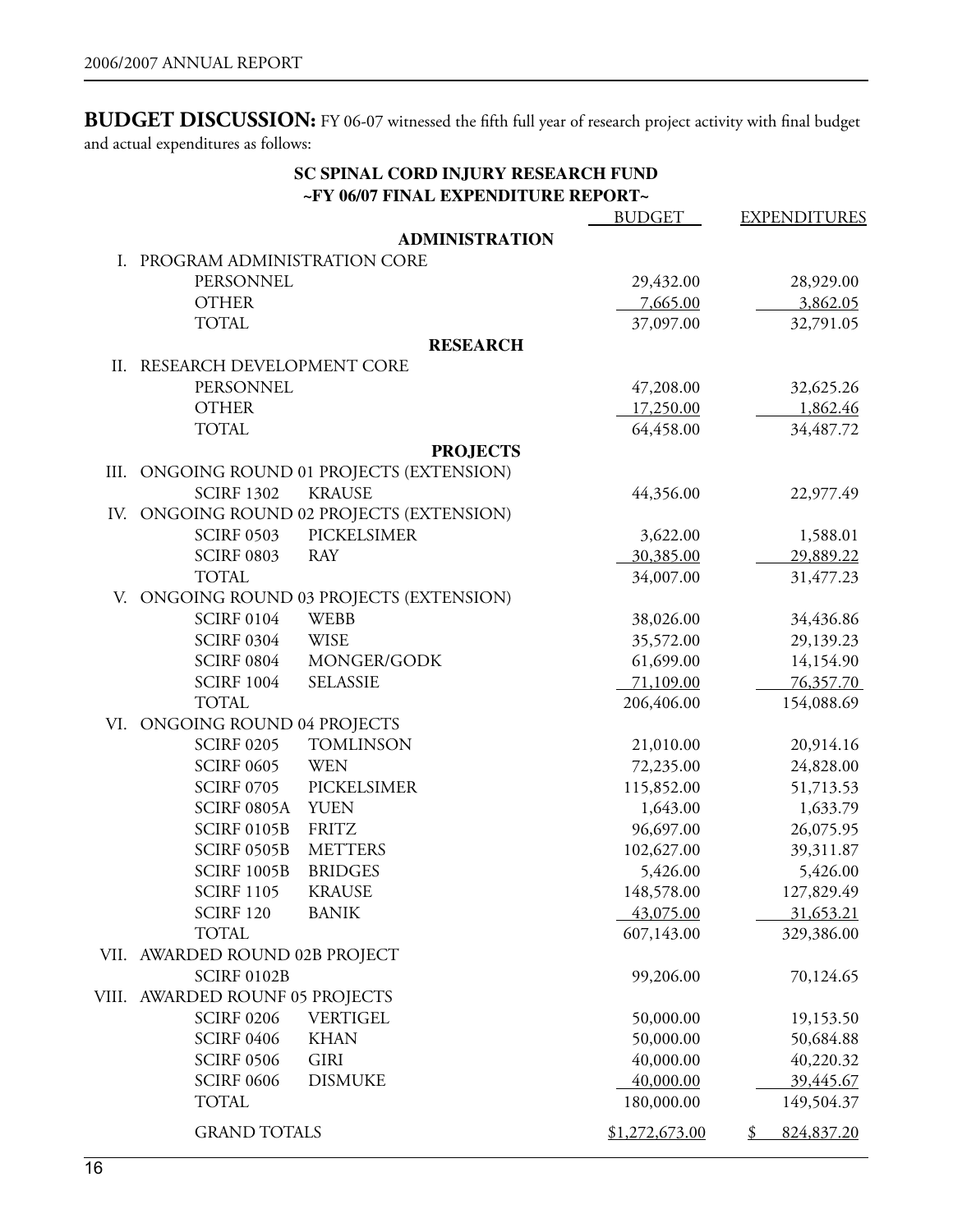**BUDGET DISCUSSION:** FY 06-07 witnessed the fifth full year of research project activity with final budget and actual expenditures as follows:

**SC SPINAL CORD INJURY RESEARCH FUND**
**~FY 06/07 FINAL EXPENDITURE REPORT~**

| | | | BUDGET | EXPENDITURES |
|---|---|---|---|---|
| | **ADMINISTRATION** | | | |
| I. | PROGRAM ADMINISTRATION CORE | | | |
| | PERSONNEL | | 29,432.00 | 28,929.00 |
| | OTHER | | 7,665.00 | 3,862.05 |
| | TOTAL | | 37,097.00 | 32,791.05 |
| | **RESEARCH** | | | |
| II. | RESEARCH DEVELOPMENT CORE | | | |
| | PERSONNEL | | 47,208.00 | 32,625.26 |
| | OTHER | | 17,250.00 | 1,862.46 |
| | TOTAL | | 64,458.00 | 34,487.72 |
| | **PROJECTS** | | | |
| III. | ONGOING ROUND 01 PROJECTS (EXTENSION) | | | |
| | SCIRF 1302 | KRAUSE | 44,356.00 | 22,977.49 |
| IV. | ONGOING ROUND 02 PROJECTS (EXTENSION) | | | |
| | SCIRF 0503 | PICKELSIMER | 3,622.00 | 1,588.01 |
| | SCIRF 0803 | RAY | 30,385.00 | 29,889.22 |
| | TOTAL | | 34,007.00 | 31,477.23 |
| V. | ONGOING ROUND 03 PROJECTS (EXTENSION) | | | |
| | SCIRF 0104 | WEBB | 38,026.00 | 34,436.86 |
| | SCIRF 0304 | WISE | 35,572.00 | 29,139.23 |
| | SCIRF 0804 | MONGER/GODK | 61,699.00 | 14,154.90 |
| | SCIRF 1004 | SELASSIE | 71,109.00 | 76,357.70 |
| | TOTAL | | 206,406.00 | 154,088.69 |
| VI. | ONGOING ROUND 04 PROJECTS | | | |
| | SCIRF 0205 | TOMLINSON | 21,010.00 | 20,914.16 |
| | SCIRF 0605 | WEN | 72,235.00 | 24,828.00 |
| | SCIRF 0705 | PICKELSIMER | 115,852.00 | 51,713.53 |
| | SCIRF 0805A | YUEN | 1,643.00 | 1,633.79 |
| | SCIRF 0105B | FRITZ | 96,697.00 | 26,075.95 |
| | SCIRF 0505B | METTERS | 102,627.00 | 39,311.87 |
| | SCIRF 1005B | BRIDGES | 5,426.00 | 5,426.00 |
| | SCIRF 1105 | KRAUSE | 148,578.00 | 127,829.49 |
| | SCIRF 120 | BANIK | 43,075.00 | 31,653.21 |
| | TOTAL | | 607,143.00 | 329,386.00 |
| VII. | AWARDED ROUND 02B PROJECT | | | |
| | SCIRF 0102B | | 99,206.00 | 70,124.65 |
| VIII. | AWARDED ROUNF 05 PROJECTS | | | |
| | SCIRF 0206 | VERTIGEL | 50,000.00 | 19,153.50 |
| | SCIRF 0406 | KHAN | 50,000.00 | 50,684.88 |
| | SCIRF 0506 | GIRI | 40,000.00 | 40,220.32 |
| | SCIRF 0606 | DISMUKE | 40,000.00 | 39,445.67 |
| | TOTAL | | 180,000.00 | 149,504.37 |
| | GRAND TOTALS | | $1,272,673.00 | $ 824,837.20 |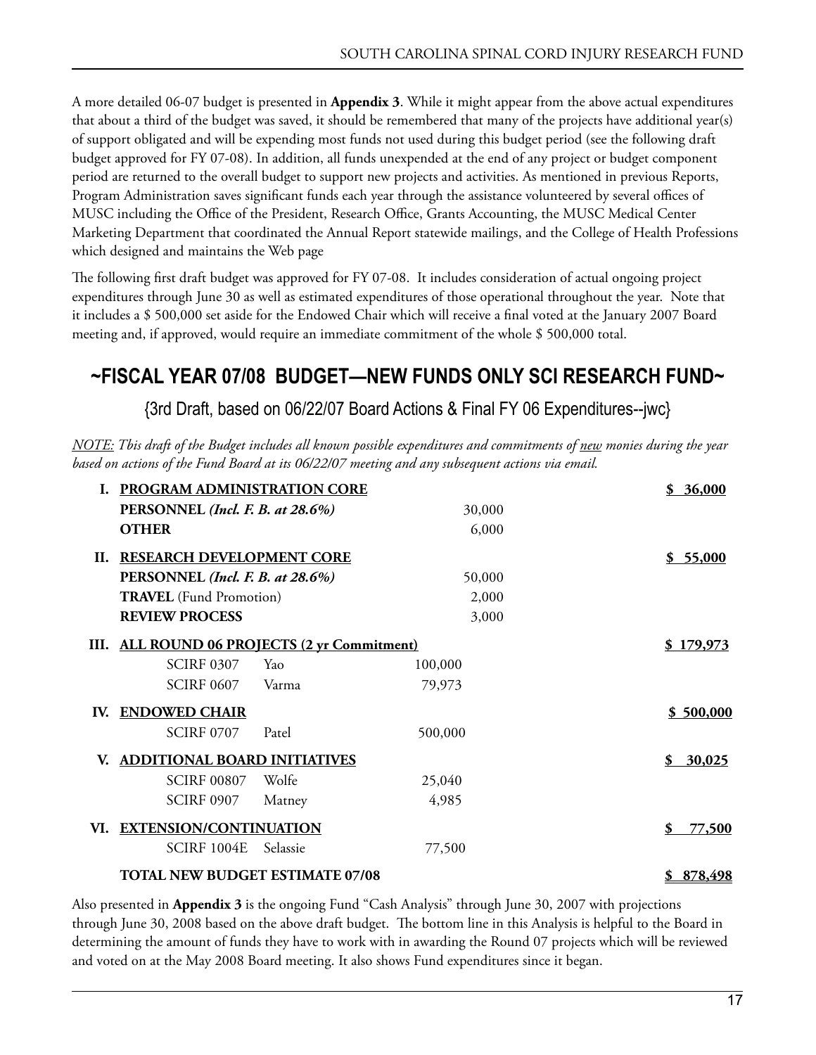A more detailed 06-07 budget is presented in **Appendix 3**. While it might appear from the above actual expenditures that about a third of the budget was saved, it should be remembered that many of the projects have additional year(s) of support obligated and will be expending most funds not used during this budget period (see the following draft budget approved for FY 07-08). In addition, all funds unexpended at the end of any project or budget component period are returned to the overall budget to support new projects and activities. As mentioned in previous Reports, Program Administration saves significant funds each year through the assistance volunteered by several offices of MUSC including the Office of the President, Research Office, Grants Accounting, the MUSC Medical Center Marketing Department that coordinated the Annual Report statewide mailings, and the College of Health Professions which designed and maintains the Web page

The following first draft budget was approved for FY 07-08. It includes consideration of actual ongoing project expenditures through June 30 as well as estimated expenditures of those operational throughout the year. Note that it includes a $ 500,000 set aside for the Endowed Chair which will receive a final voted at the January 2007 Board meeting and, if approved, would require an immediate commitment of the whole $ 500,000 total.

## ~FISCAL YEAR 07/08 BUDGET—NEW FUNDS ONLY SCI RESEARCH FUND~

{3rd Draft, based on 06/22/07 Board Actions & Final FY 06 Expenditures--jwc}

*NOTE: This draft of the Budget includes all known possible expenditures and commitments of new monies during the year based on actions of the Fund Board at its 06/22/07 meeting and any subsequent actions via email.*

| | Item | | Amount | Total |
|---|---|---|---|---|
| **I.** | **PROGRAM ADMINISTRATION CORE** | | | **$ 36,000** |
| | **PERSONNEL** *(Incl. F. B. at 28.6%)* | | 30,000 | |
| | **OTHER** | | 6,000 | |
| **II.** | **RESEARCH DEVELOPMENT CORE** | | | **$ 55,000** |
| | **PERSONNEL** *(Incl. F. B. at 28.6%)* | | 50,000 | |
| | **TRAVEL** (Fund Promotion) | | 2,000 | |
| | **REVIEW PROCESS** | | 3,000 | |
| **III.** | **ALL ROUND 06 PROJECTS (2 yr Commitment)** | | | **$ 179,973** |
| | SCIRF 0307 | Yao | 100,000 | |
| | SCIRF 0607 | Varma | 79,973 | |
| **IV.** | **ENDOWED CHAIR** | | | **$ 500,000** |
| | SCIRF 0707 | Patel | 500,000 | |
| **V.** | **ADDITIONAL BOARD INITIATIVES** | | | **$ 30,025** |
| | SCIRF 00807 | Wolfe | 25,040 | |
| | SCIRF 0907 | Matney | 4,985 | |
| **VI.** | **EXTENSION/CONTINUATION** | | | **$ 77,500** |
| | SCIRF 1004E | Selassie | 77,500 | |
| | **TOTAL NEW BUDGET ESTIMATE 07/08** | | | **$ 878,498** |

Also presented in **Appendix 3** is the ongoing Fund "Cash Analysis" through June 30, 2007 with projections through June 30, 2008 based on the above draft budget. The bottom line in this Analysis is helpful to the Board in determining the amount of funds they have to work with in awarding the Round 07 projects which will be reviewed and voted on at the May 2008 Board meeting. It also shows Fund expenditures since it began.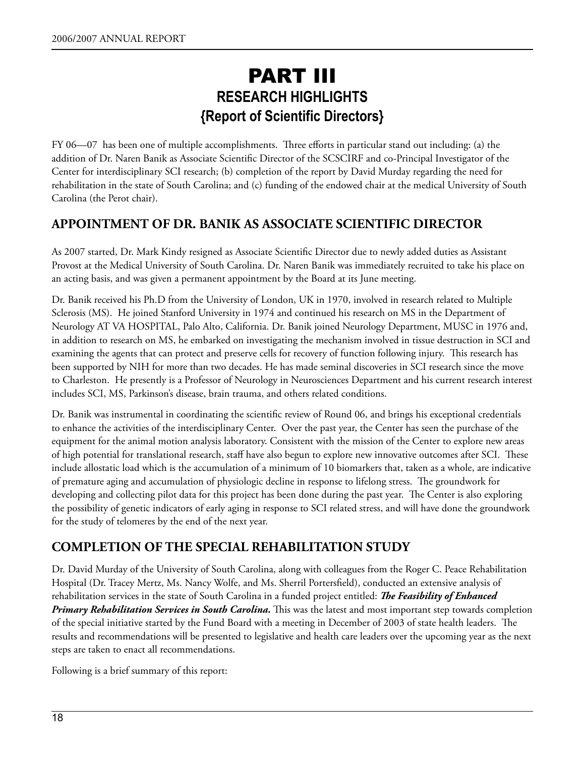# PART III

## RESEARCH HIGHLIGHTS

## {Report of Scientific Directors}

FY 06—07 has been one of multiple accomplishments. Three efforts in particular stand out including: (a) the addition of Dr. Naren Banik as Associate Scientific Director of the SCSCIRF and co-Principal Investigator of the Center for interdisciplinary SCI research; (b) completion of the report by David Murday regarding the need for rehabilitation in the state of South Carolina; and (c) funding of the endowed chair at the medical University of South Carolina (the Perot chair).

## APPOINTMENT OF DR. BANIK AS ASSOCIATE SCIENTIFIC DIRECTOR

As 2007 started, Dr. Mark Kindy resigned as Associate Scientific Director due to newly added duties as Assistant Provost at the Medical University of South Carolina. Dr. Naren Banik was immediately recruited to take his place on an acting basis, and was given a permanent appointment by the Board at its June meeting.

Dr. Banik received his Ph.D from the University of London, UK in 1970, involved in research related to Multiple Sclerosis (MS). He joined Stanford University in 1974 and continued his research on MS in the Department of Neurology AT VA HOSPITAL, Palo Alto, California. Dr. Banik joined Neurology Department, MUSC in 1976 and, in addition to research on MS, he embarked on investigating the mechanism involved in tissue destruction in SCI and examining the agents that can protect and preserve cells for recovery of function following injury. This research has been supported by NIH for more than two decades. He has made seminal discoveries in SCI research since the move to Charleston. He presently is a Professor of Neurology in Neurosciences Department and his current research interest includes SCI, MS, Parkinson's disease, brain trauma, and others related conditions.

Dr. Banik was instrumental in coordinating the scientific review of Round 06, and brings his exceptional credentials to enhance the activities of the interdisciplinary Center. Over the past year, the Center has seen the purchase of the equipment for the animal motion analysis laboratory. Consistent with the mission of the Center to explore new areas of high potential for translational research, staff have also begun to explore new innovative outcomes after SCI. These include allostatic load which is the accumulation of a minimum of 10 biomarkers that, taken as a whole, are indicative of premature aging and accumulation of physiologic decline in response to lifelong stress. The groundwork for developing and collecting pilot data for this project has been done during the past year. The Center is also exploring the possibility of genetic indicators of early aging in response to SCI related stress, and will have done the groundwork for the study of telomeres by the end of the next year.

## COMPLETION OF THE SPECIAL REHABILITATION STUDY

Dr. David Murday of the University of South Carolina, along with colleagues from the Roger C. Peace Rehabilitation Hospital (Dr. Tracey Mertz, Ms. Nancy Wolfe, and Ms. Sherril Portersfield), conducted an extensive analysis of rehabilitation services in the state of South Carolina in a funded project entitled: ***The Feasibility of Enhanced Primary Rehabilitation Services in South Carolina.*** This was the latest and most important step towards completion of the special initiative started by the Fund Board with a meeting in December of 2003 of state health leaders. The results and recommendations will be presented to legislative and health care leaders over the upcoming year as the next steps are taken to enact all recommendations.

Following is a brief summary of this report: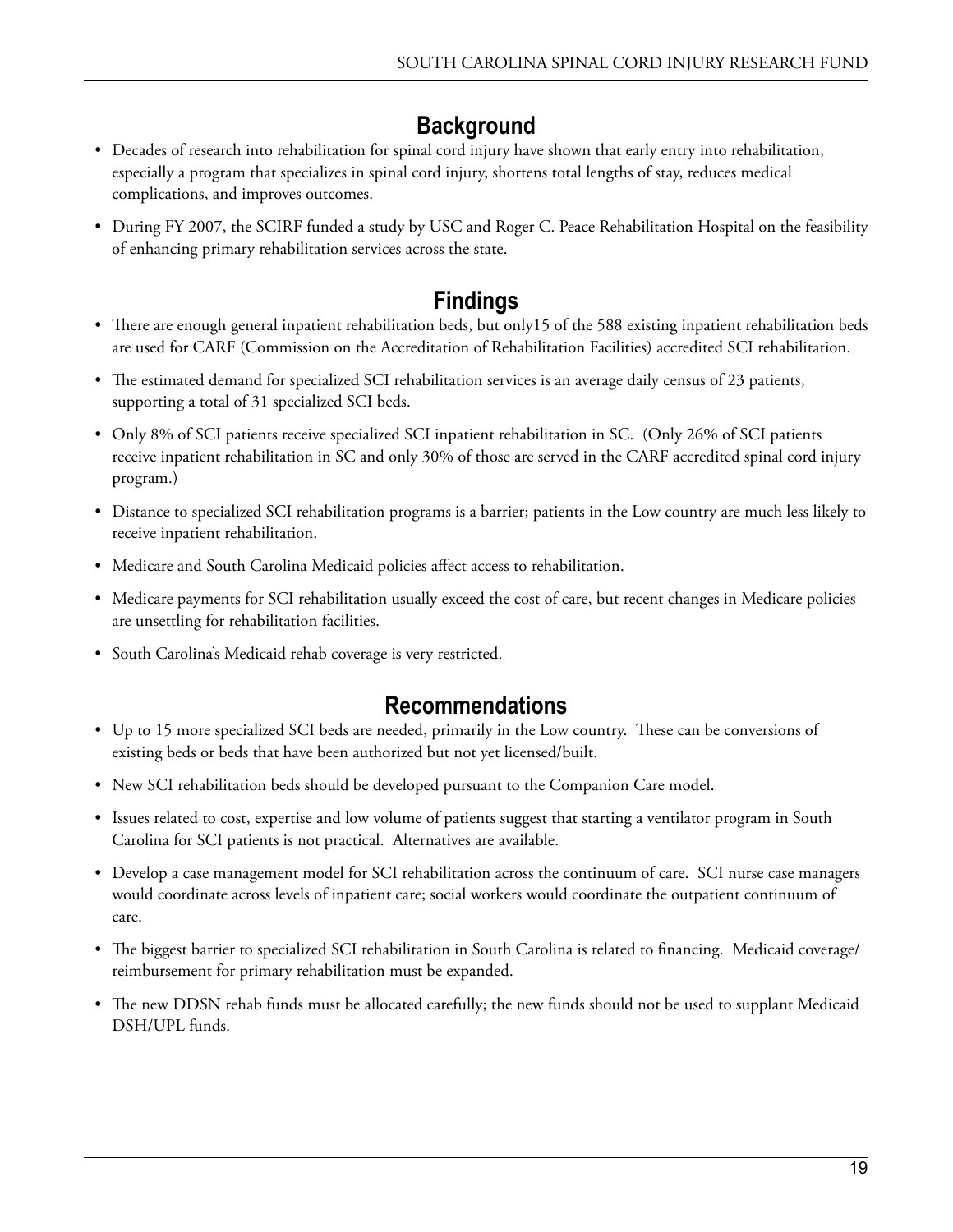## Background

- Decades of research into rehabilitation for spinal cord injury have shown that early entry into rehabilitation, especially a program that specializes in spinal cord injury, shortens total lengths of stay, reduces medical complications, and improves outcomes.
- During FY 2007, the SCIRF funded a study by USC and Roger C. Peace Rehabilitation Hospital on the feasibility of enhancing primary rehabilitation services across the state.

## Findings

- There are enough general inpatient rehabilitation beds, but only15 of the 588 existing inpatient rehabilitation beds are used for CARF (Commission on the Accreditation of Rehabilitation Facilities) accredited SCI rehabilitation.
- The estimated demand for specialized SCI rehabilitation services is an average daily census of 23 patients, supporting a total of 31 specialized SCI beds.
- Only 8% of SCI patients receive specialized SCI inpatient rehabilitation in SC. (Only 26% of SCI patients receive inpatient rehabilitation in SC and only 30% of those are served in the CARF accredited spinal cord injury program.)
- Distance to specialized SCI rehabilitation programs is a barrier; patients in the Low country are much less likely to receive inpatient rehabilitation.
- Medicare and South Carolina Medicaid policies affect access to rehabilitation.
- Medicare payments for SCI rehabilitation usually exceed the cost of care, but recent changes in Medicare policies are unsettling for rehabilitation facilities.
- South Carolina's Medicaid rehab coverage is very restricted.

## Recommendations

- Up to 15 more specialized SCI beds are needed, primarily in the Low country. These can be conversions of existing beds or beds that have been authorized but not yet licensed/built.
- New SCI rehabilitation beds should be developed pursuant to the Companion Care model.
- Issues related to cost, expertise and low volume of patients suggest that starting a ventilator program in South Carolina for SCI patients is not practical. Alternatives are available.
- Develop a case management model for SCI rehabilitation across the continuum of care. SCI nurse case managers would coordinate across levels of inpatient care; social workers would coordinate the outpatient continuum of care.
- The biggest barrier to specialized SCI rehabilitation in South Carolina is related to financing. Medicaid coverage/reimbursement for primary rehabilitation must be expanded.
- The new DDSN rehab funds must be allocated carefully; the new funds should not be used to supplant Medicaid DSH/UPL funds.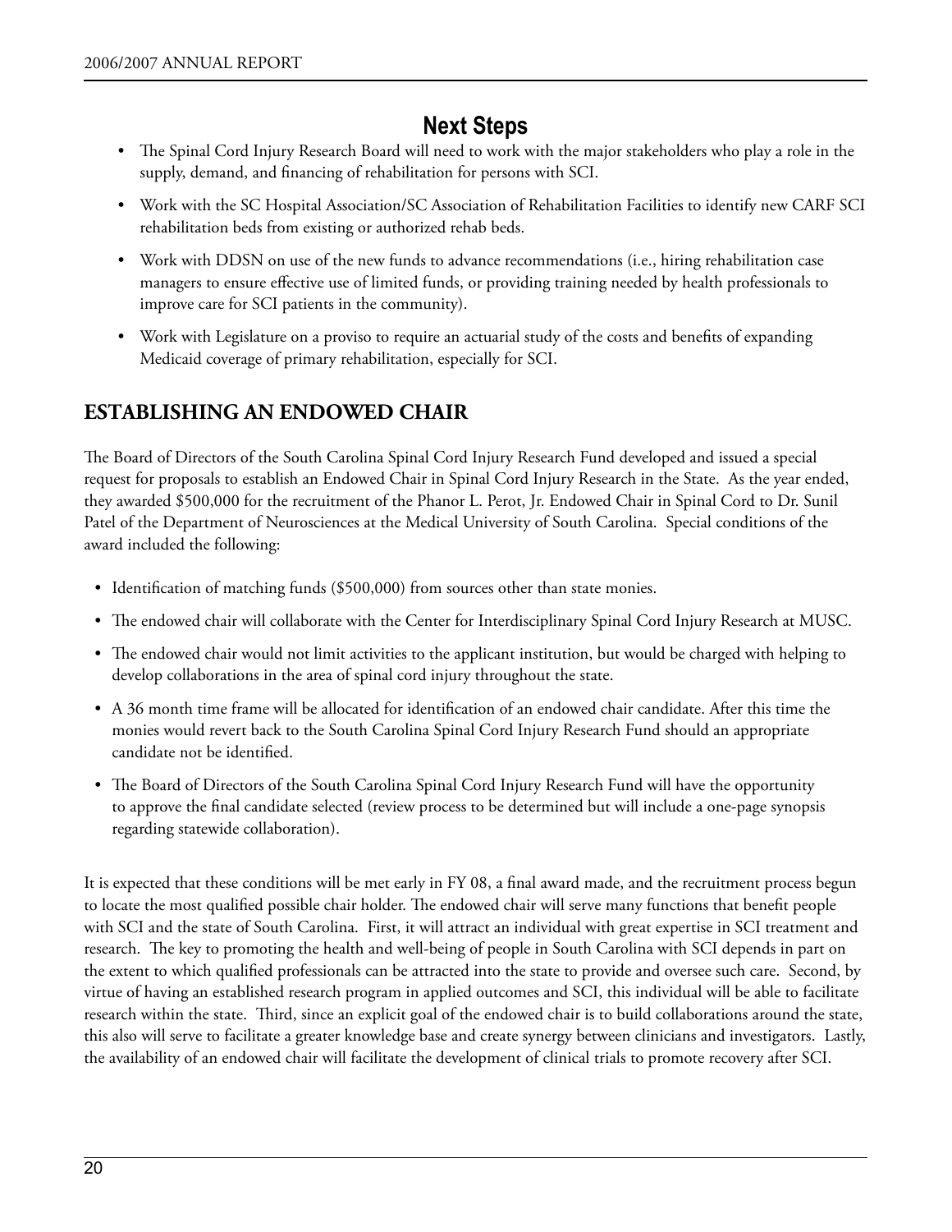## Next Steps

- The Spinal Cord Injury Research Board will need to work with the major stakeholders who play a role in the supply, demand, and financing of rehabilitation for persons with SCI.
- Work with the SC Hospital Association/SC Association of Rehabilitation Facilities to identify new CARF SCI rehabilitation beds from existing or authorized rehab beds.
- Work with DDSN on use of the new funds to advance recommendations (i.e., hiring rehabilitation case managers to ensure effective use of limited funds, or providing training needed by health professionals to improve care for SCI patients in the community).
- Work with Legislature on a proviso to require an actuarial study of the costs and benefits of expanding Medicaid coverage of primary rehabilitation, especially for SCI.

## ESTABLISHING AN ENDOWED CHAIR

The Board of Directors of the South Carolina Spinal Cord Injury Research Fund developed and issued a special request for proposals to establish an Endowed Chair in Spinal Cord Injury Research in the State. As the year ended, they awarded $500,000 for the recruitment of the Phanor L. Perot, Jr. Endowed Chair in Spinal Cord to Dr. Sunil Patel of the Department of Neurosciences at the Medical University of South Carolina. Special conditions of the award included the following:

- Identification of matching funds ($500,000) from sources other than state monies.
- The endowed chair will collaborate with the Center for Interdisciplinary Spinal Cord Injury Research at MUSC.
- The endowed chair would not limit activities to the applicant institution, but would be charged with helping to develop collaborations in the area of spinal cord injury throughout the state.
- A 36 month time frame will be allocated for identification of an endowed chair candidate. After this time the monies would revert back to the South Carolina Spinal Cord Injury Research Fund should an appropriate candidate not be identified.
- The Board of Directors of the South Carolina Spinal Cord Injury Research Fund will have the opportunity to approve the final candidate selected (review process to be determined but will include a one-page synopsis regarding statewide collaboration).

It is expected that these conditions will be met early in FY 08, a final award made, and the recruitment process begun to locate the most qualified possible chair holder. The endowed chair will serve many functions that benefit people with SCI and the state of South Carolina. First, it will attract an individual with great expertise in SCI treatment and research. The key to promoting the health and well-being of people in South Carolina with SCI depends in part on the extent to which qualified professionals can be attracted into the state to provide and oversee such care. Second, by virtue of having an established research program in applied outcomes and SCI, this individual will be able to facilitate research within the state. Third, since an explicit goal of the endowed chair is to build collaborations around the state, this also will serve to facilitate a greater knowledge base and create synergy between clinicians and investigators. Lastly, the availability of an endowed chair will facilitate the development of clinical trials to promote recovery after SCI.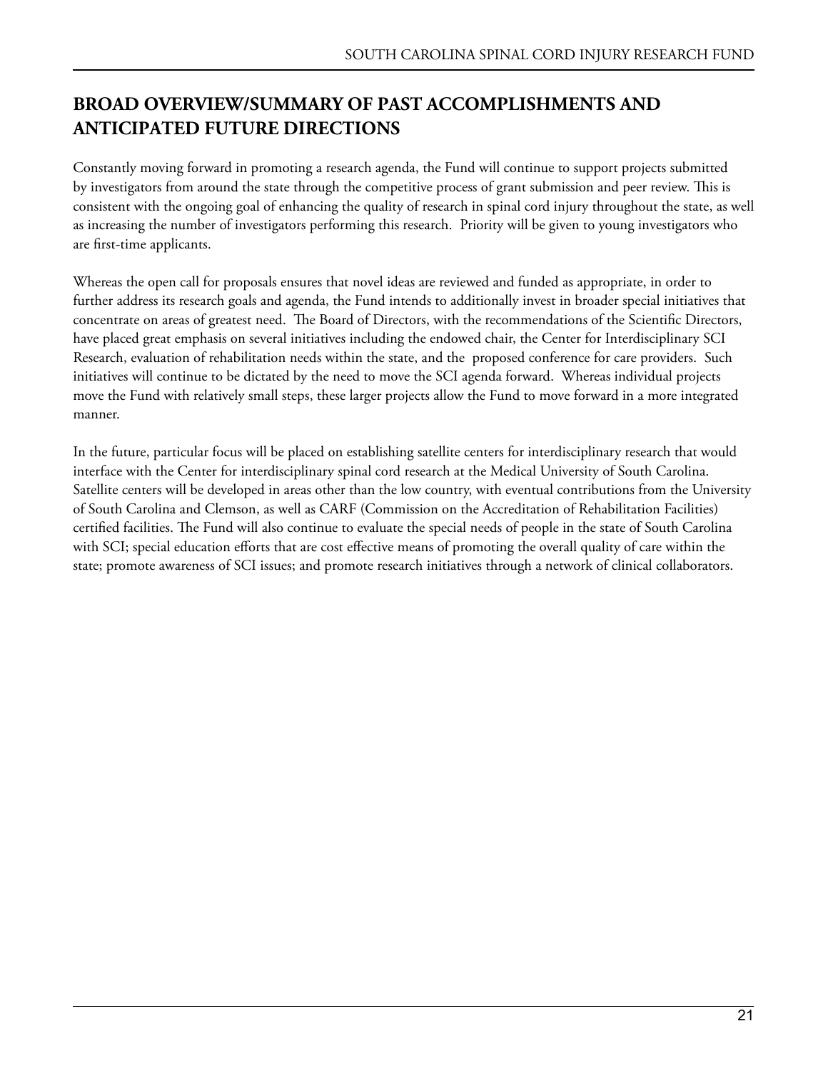## BROAD OVERVIEW/SUMMARY OF PAST ACCOMPLISHMENTS AND ANTICIPATED FUTURE DIRECTIONS

Constantly moving forward in promoting a research agenda, the Fund will continue to support projects submitted by investigators from around the state through the competitive process of grant submission and peer review. This is consistent with the ongoing goal of enhancing the quality of research in spinal cord injury throughout the state, as well as increasing the number of investigators performing this research. Priority will be given to young investigators who are first-time applicants.

Whereas the open call for proposals ensures that novel ideas are reviewed and funded as appropriate, in order to further address its research goals and agenda, the Fund intends to additionally invest in broader special initiatives that concentrate on areas of greatest need. The Board of Directors, with the recommendations of the Scientific Directors, have placed great emphasis on several initiatives including the endowed chair, the Center for Interdisciplinary SCI Research, evaluation of rehabilitation needs within the state, and the proposed conference for care providers. Such initiatives will continue to be dictated by the need to move the SCI agenda forward. Whereas individual projects move the Fund with relatively small steps, these larger projects allow the Fund to move forward in a more integrated manner.

In the future, particular focus will be placed on establishing satellite centers for interdisciplinary research that would interface with the Center for interdisciplinary spinal cord research at the Medical University of South Carolina. Satellite centers will be developed in areas other than the low country, with eventual contributions from the University of South Carolina and Clemson, as well as CARF (Commission on the Accreditation of Rehabilitation Facilities) certified facilities. The Fund will also continue to evaluate the special needs of people in the state of South Carolina with SCI; special education efforts that are cost effective means of promoting the overall quality of care within the state; promote awareness of SCI issues; and promote research initiatives through a network of clinical collaborators.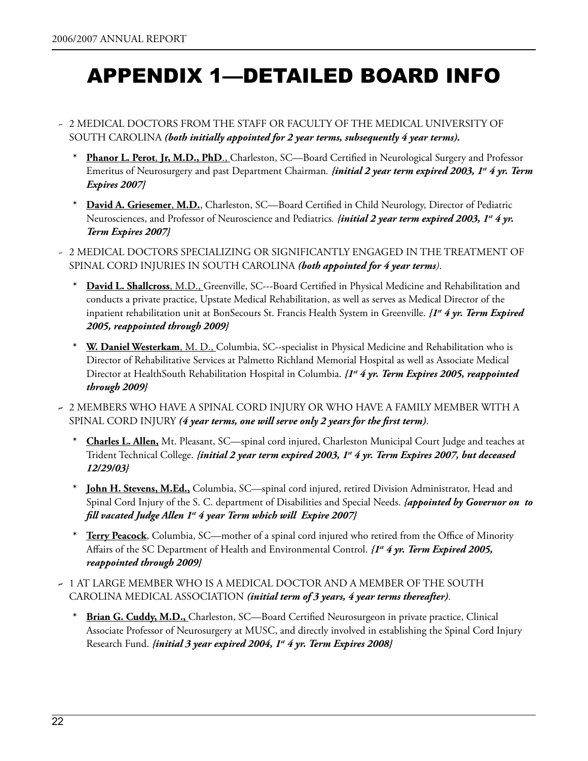# APPENDIX 1—DETAILED BOARD INFO

- 2 MEDICAL DOCTORS FROM THE STAFF OR FACULTY OF THE MEDICAL UNIVERSITY OF SOUTH CAROLINA ***(both initially appointed for 2 year terms, subsequently 4 year terms).***

  - **Phanor L. Perot, Jr, M.D., PhD**., Charleston, SC—Board Certified in Neurological Surgery and Professor Emeritus of Neurosurgery and past Department Chairman. ***{initial 2 year term expired 2003, 1st 4 yr. Term Expires 2007}***

  - **David A. Griesemer, M.D.**, Charleston, SC—Board Certified in Child Neurology, Director of Pediatric Neurosciences, and Professor of Neuroscience and Pediatrics. ***{initial 2 year term expired 2003, 1st 4 yr. Term Expires 2007}***

- 2 MEDICAL DOCTORS SPECIALIZING OR SIGNIFICANTLY ENGAGED IN THE TREATMENT OF SPINAL CORD INJURIES IN SOUTH CAROLINA ***(both appointed for 4 year terms)***.

  - **David L. Shallcross**, M.D., Greenville, SC---Board Certified in Physical Medicine and Rehabilitation and conducts a private practice, Upstate Medical Rehabilitation, as well as serves as Medical Director of the inpatient rehabilitation unit at BonSecours St. Francis Health System in Greenville. ***{1st 4 yr. Term Expired 2005, reappointed through 2009}***

  - **W. Daniel Westerkam**, M. D., Columbia, SC--specialist in Physical Medicine and Rehabilitation who is Director of Rehabilitative Services at Palmetto Richland Memorial Hospital as well as Associate Medical Director at HealthSouth Rehabilitation Hospital in Columbia. ***{1st 4 yr. Term Expires 2005, reappointed through 2009}***

- 2 MEMBERS WHO HAVE A SPINAL CORD INJURY OR WHO HAVE A FAMILY MEMBER WITH A SPINAL CORD INJURY ***(4 year terms, one will serve only 2 years for the first term)***.

  - **Charles L. Allen,** Mt. Pleasant, SC—spinal cord injured, Charleston Municipal Court Judge and teaches at Trident Technical College. ***{initial 2 year term expired 2003, 1st 4 yr. Term Expires 2007, but deceased 12/29/03}***

  - **John H. Stevens, M.Ed.,** Columbia, SC—spinal cord injured, retired Division Administrator, Head and Spinal Cord Injury of the S. C. department of Disabilities and Special Needs. ***{appointed by Governor on to fill vacated Judge Allen 1st 4 year Term which will Expire 2007}***

  - **Terry Peacock**, Columbia, SC—mother of a spinal cord injured who retired from the Office of Minority Affairs of the SC Department of Health and Environmental Control. ***{1st 4 yr. Term Expired 2005, reappointed through 2009}***

- 1 AT LARGE MEMBER WHO IS A MEDICAL DOCTOR AND A MEMBER OF THE SOUTH CAROLINA MEDICAL ASSOCIATION ***(initial term of 3 years, 4 year terms thereafter)***.

  - **Brian G. Cuddy, M.D.,** Charleston, SC—Board Certified Neurosurgeon in private practice, Clinical Associate Professor of Neurosurgery at MUSC, and directly involved in establishing the Spinal Cord Injury Research Fund. ***{initial 3 year expired 2004, 1st 4 yr. Term Expires 2008}***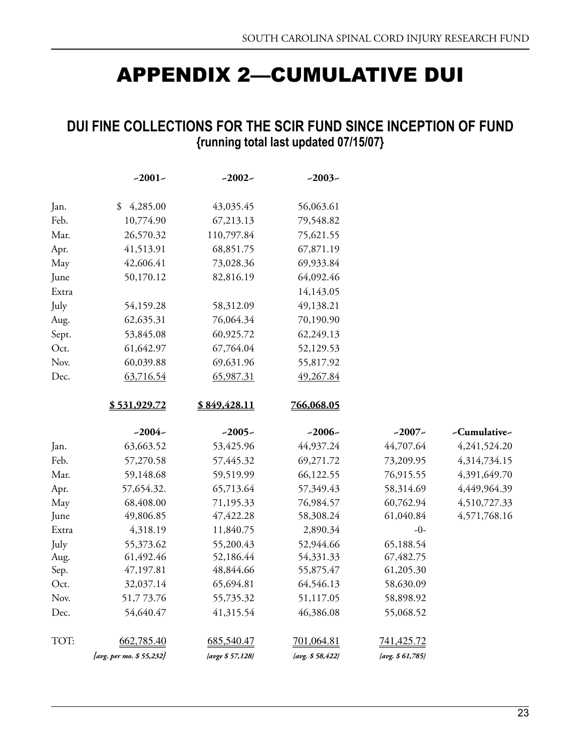# APPENDIX 2—CUMULATIVE DUI

## DUI FINE COLLECTIONS FOR THE SCIR FUND SINCE INCEPTION OF FUND

**{running total last updated 07/15/07}**

| | ~2001~ | ~2002~ | ~2003~ |
|---|---|---|---|
| Jan. | $ 4,285.00 | 43,035.45 | 56,063.61 |
| Feb. | 10,774.90 | 67,213.13 | 79,548.82 |
| Mar. | 26,570.32 | 110,797.84 | 75,621.55 |
| Apr. | 41,513.91 | 68,851.75 | 67,871.19 |
| May | 42,606.41 | 73,028.36 | 69,933.84 |
| June | 50,170.12 | 82,816.19 | 64,092.46 |
| Extra | | | 14,143.05 |
| July | 54,159.28 | 58,312.09 | 49,138.21 |
| Aug. | 62,635.31 | 76,064.34 | 70,190.90 |
| Sept. | 53,845.08 | 60,925.72 | 62,249.13 |
| Oct. | 61,642.97 | 67,764.04 | 52,129.53 |
| Nov. | 60,039.88 | 69,631.96 | 55,817.92 |
| Dec. | 63,716.54 | 65,987.31 | 49,267.84 |
| | **$ 531,929.72** | **$ 849,428.11** | **766,068.05** |

| | ~2004~ | ~2005~ | ~2006~ | ~2007~ | ~Cumulative~ |
|---|---|---|---|---|---|
| Jan. | 63,663.52 | 53,425.96 | 44,937.24 | 44,707.64 | 4,241,524.20 |
| Feb. | 57,270.58 | 57,445.32 | 69,271.72 | 73,209.95 | 4,314,734.15 |
| Mar. | 59,148.68 | 59,519.99 | 66,122.55 | 76,915.55 | 4,391,649.70 |
| Apr. | 57,654.32. | 65,713.64 | 57,349.43 | 58,314.69 | 4,449,964.39 |
| May | 68,408.00 | 71,195.33 | 76,984.57 | 60,762.94 | 4,510,727.33 |
| June | 49,806.85 | 47,422.28 | 58,308.24 | 61,040.84 | 4,571,768.16 |
| Extra | 4,318.19 | 11,840.75 | 2,890.34 | -0- | |
| July | 55,373.62 | 55,200.43 | 52,944.66 | 65,188.54 | |
| Aug. | 61,492.46 | 52,186.44 | 54,331.33 | 67,482.75 | |
| Sep. | 47,197.81 | 48,844.66 | 55,875.47 | 61,205.30 | |
| Oct. | 32,037.14 | 65,694.81 | 64,546.13 | 58,630.09 | |
| Nov. | 51,7 73.76 | 55,735.32 | 51,117.05 | 58,898.92 | |
| Dec. | 54,640.47 | 41,315.54 | 46,386.08 | 55,068.52 | |
| TOT: | 662,785.40 | 685,540.47 | 701,064.81 | 741,425.72 | |
| | *{avg. per mo. $ 55,232}* | *{avge $ 57,128}* | *{avg. $ 58,422}* | *{avg. $ 61,785}* | |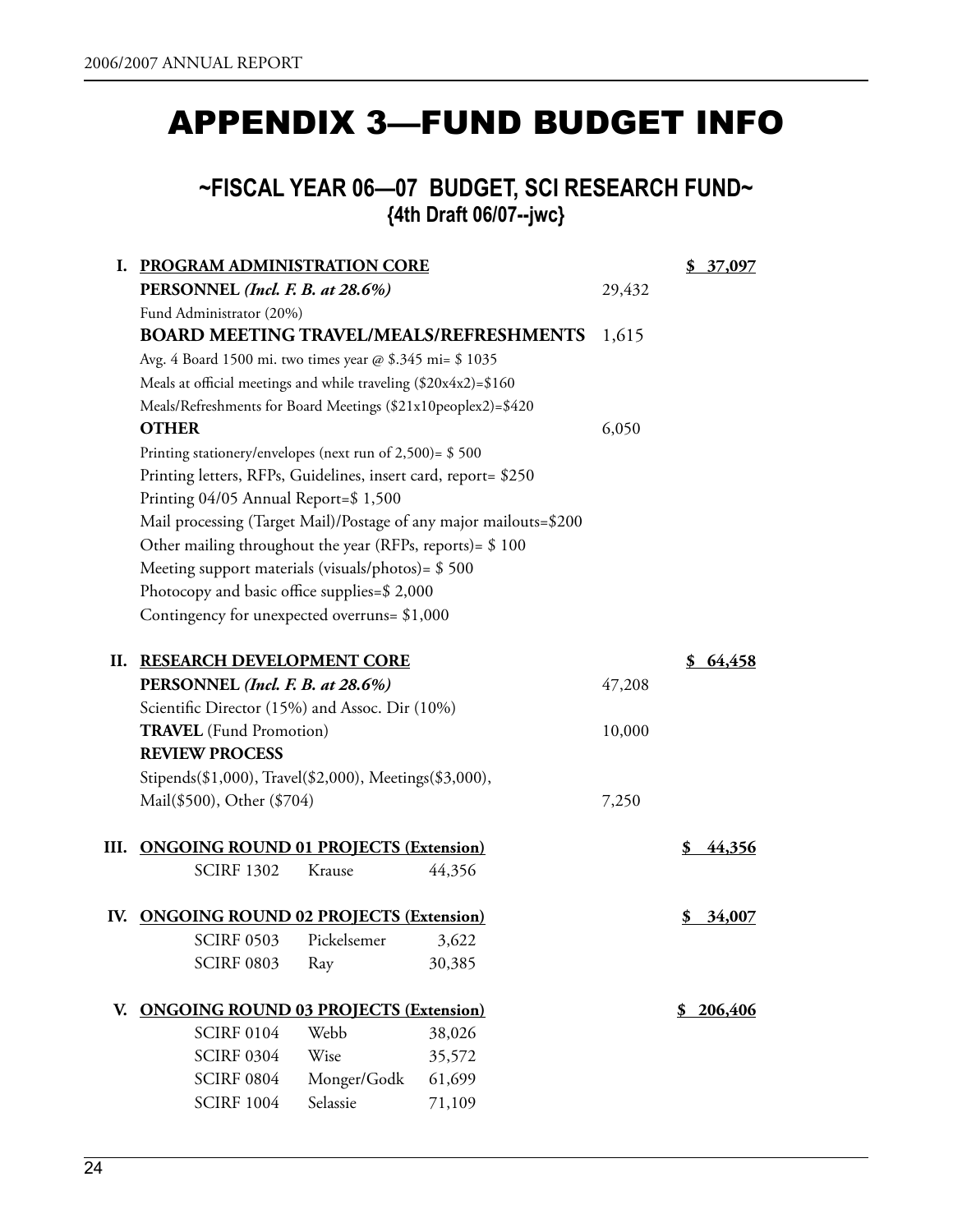# APPENDIX 3—FUND BUDGET INFO

## ~FISCAL YEAR 06—07 BUDGET, SCI RESEARCH FUND~
### {4th Draft 06/07--jwc}

**I. PROGRAM ADMINISTRATION CORE** — **$ 37,097**

**PERSONNEL** ***(Incl. F. B. at 28.6%)*** — 29,432

Fund Administrator (20%)

**BOARD MEETING TRAVEL/MEALS/REFRESHMENTS** — 1,615

Avg. 4 Board 1500 mi. two times year @ $.345 mi= $ 1035

Meals at official meetings and while traveling ($20x4x2)=$160

Meals/Refreshments for Board Meetings ($21x10peoplex2)=$420

**OTHER** — 6,050

Printing stationery/envelopes (next run of 2,500)= $ 500

Printing letters, RFPs, Guidelines, insert card, report= $250

Printing 04/05 Annual Report=$ 1,500

Mail processing (Target Mail)/Postage of any major mailouts=$200

Other mailing throughout the year (RFPs, reports)= $ 100

Meeting support materials (visuals/photos)= $ 500

Photocopy and basic office supplies=$ 2,000

Contingency for unexpected overruns= $1,000

**II. RESEARCH DEVELOPMENT CORE** — **$ 64,458**

**PERSONNEL** ***(Incl. F. B. at 28.6%)*** — 47,208

Scientific Director (15%) and Assoc. Dir (10%)

**TRAVEL** (Fund Promotion) — 10,000

**REVIEW PROCESS**

Stipends($1,000), Travel($2,000), Meetings($3,000), Mail($500), Other ($704) — 7,250

**III. ONGOING ROUND 01 PROJECTS (Extension)** — **$ 44,356**

| Project | Investigator | Amount |
|---|---|---|
| SCIRF 1302 | Krause | 44,356 |

**IV. ONGOING ROUND 02 PROJECTS (Extension)** — **$ 34,007**

| Project | Investigator | Amount |
|---|---|---|
| SCIRF 0503 | Pickelsemer | 3,622 |
| SCIRF 0803 | Ray | 30,385 |

**V. ONGOING ROUND 03 PROJECTS (Extension)** — **$ 206,406**

| Project | Investigator | Amount |
|---|---|---|
| SCIRF 0104 | Webb | 38,026 |
| SCIRF 0304 | Wise | 35,572 |
| SCIRF 0804 | Monger/Godk | 61,699 |
| SCIRF 1004 | Selassie | 71,109 |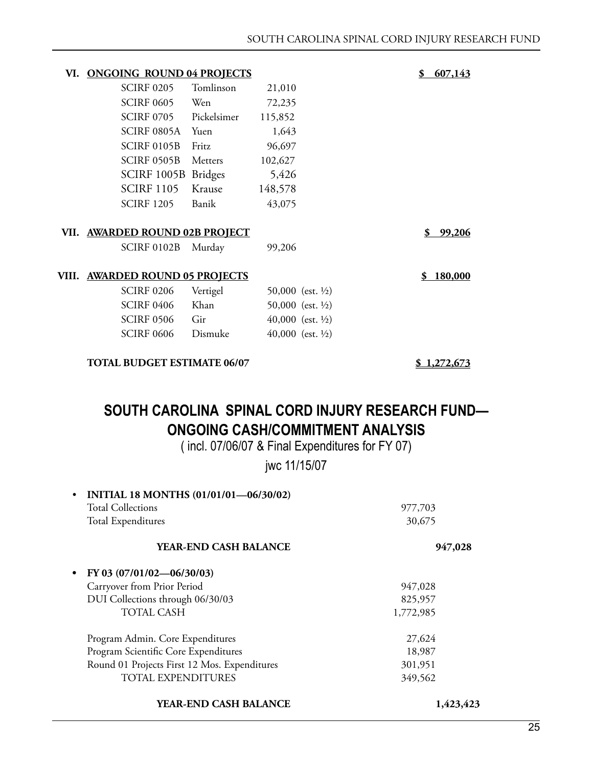| | | | | |
|---|---|---|---|---|
| **VI.** | **ONGOING ROUND 04 PROJECTS** | | | **$ 607,143** |
| | SCIRF 0205 | Tomlinson | 21,010 | |
| | SCIRF 0605 | Wen | 72,235 | |
| | SCIRF 0705 | Pickelsimer | 115,852 | |
| | SCIRF 0805A | Yuen | 1,643 | |
| | SCIRF 0105B | Fritz | 96,697 | |
| | SCIRF 0505B | Metters | 102,627 | |
| | SCIRF 1005B | Bridges | 5,426 | |
| | SCIRF 1105 | Krause | 148,578 | |
| | SCIRF 1205 | Banik | 43,075 | |
| **VII.** | **AWARDED ROUND 02B PROJECT** | | | **$ 99,206** |
| | SCIRF 0102B | Murday | 99,206 | |
| **VIII.** | **AWARDED ROUND 05 PROJECTS** | | | **$ 180,000** |
| | SCIRF 0206 | Vertigel | 50,000 (est. ½) | |
| | SCIRF 0406 | Khan | 50,000 (est. ½) | |
| | SCIRF 0506 | Gir | 40,000 (est. ½) | |
| | SCIRF 0606 | Dismuke | 40,000 (est. ½) | |
| | **TOTAL BUDGET ESTIMATE 06/07** | | | **$ 1,272,673** |

## SOUTH CAROLINA SPINAL CORD INJURY RESEARCH FUND— ONGOING CASH/COMMITMENT ANALYSIS

( incl. 07/06/07 & Final Expenditures for FY 07)

jwc 11/15/07

- **INITIAL 18 MONTHS (01/01/01—06/30/02)**

| | | |
|---|---|---|
| Total Collections | 977,703 | |
| Total Expenditures | 30,675 | |
| **YEAR-END CASH BALANCE** | | **947,028** |

- **FY 03 (07/01/02—06/30/03)**

| | | |
|---|---|---|
| Carryover from Prior Period | 947,028 | |
| DUI Collections through 06/30/03 | 825,957 | |
| TOTAL CASH | 1,772,985 | |
| Program Admin. Core Expenditures | 27,624 | |
| Program Scientific Core Expenditures | 18,987 | |
| Round 01 Projects First 12 Mos. Expenditures | 301,951 | |
| TOTAL EXPENDITURES | 349,562 | |
| **YEAR-END CASH BALANCE** | | **1,423,423** |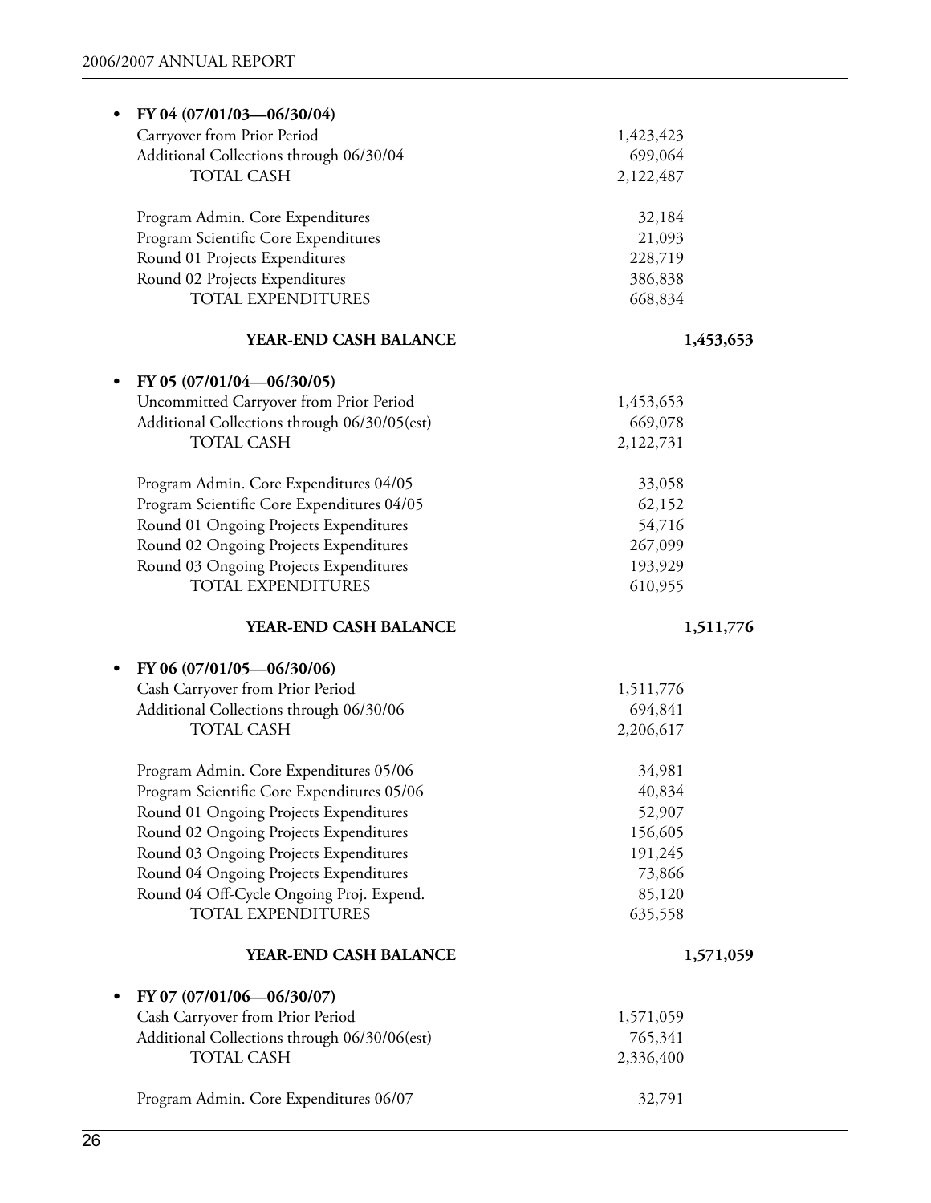- **FY 04 (07/01/03—06/30/04)**

| | | |
|---|---|---|
| Carryover from Prior Period | 1,423,423 | |
| Additional Collections through 06/30/04 | 699,064 | |
| TOTAL CASH | 2,122,487 | |
| | | |
| Program Admin. Core Expenditures | 32,184 | |
| Program Scientific Core Expenditures | 21,093 | |
| Round 01 Projects Expenditures | 228,719 | |
| Round 02 Projects Expenditures | 386,838 | |
| TOTAL EXPENDITURES | 668,834 | |
| | | |
| **YEAR-END CASH BALANCE** | | **1,453,653** |

- **FY 05 (07/01/04—06/30/05)**

| | | |
|---|---|---|
| Uncommitted Carryover from Prior Period | 1,453,653 | |
| Additional Collections through 06/30/05(est) | 669,078 | |
| TOTAL CASH | 2,122,731 | |
| | | |
| Program Admin. Core Expenditures 04/05 | 33,058 | |
| Program Scientific Core Expenditures 04/05 | 62,152 | |
| Round 01 Ongoing Projects Expenditures | 54,716 | |
| Round 02 Ongoing Projects Expenditures | 267,099 | |
| Round 03 Ongoing Projects Expenditures | 193,929 | |
| TOTAL EXPENDITURES | 610,955 | |
| | | |
| **YEAR-END CASH BALANCE** | | **1,511,776** |

- **FY 06 (07/01/05—06/30/06)**

| | | |
|---|---|---|
| Cash Carryover from Prior Period | 1,511,776 | |
| Additional Collections through 06/30/06 | 694,841 | |
| TOTAL CASH | 2,206,617 | |
| | | |
| Program Admin. Core Expenditures 05/06 | 34,981 | |
| Program Scientific Core Expenditures 05/06 | 40,834 | |
| Round 01 Ongoing Projects Expenditures | 52,907 | |
| Round 02 Ongoing Projects Expenditures | 156,605 | |
| Round 03 Ongoing Projects Expenditures | 191,245 | |
| Round 04 Ongoing Projects Expenditures | 73,866 | |
| Round 04 Off-Cycle Ongoing Proj. Expend. | 85,120 | |
| TOTAL EXPENDITURES | 635,558 | |
| | | |
| **YEAR-END CASH BALANCE** | | **1,571,059** |

- **FY 07 (07/01/06—06/30/07)**

| | | |
|---|---|---|
| Cash Carryover from Prior Period | 1,571,059 | |
| Additional Collections through 06/30/06(est) | 765,341 | |
| TOTAL CASH | 2,336,400 | |
| | | |
| Program Admin. Core Expenditures 06/07 | 32,791 | |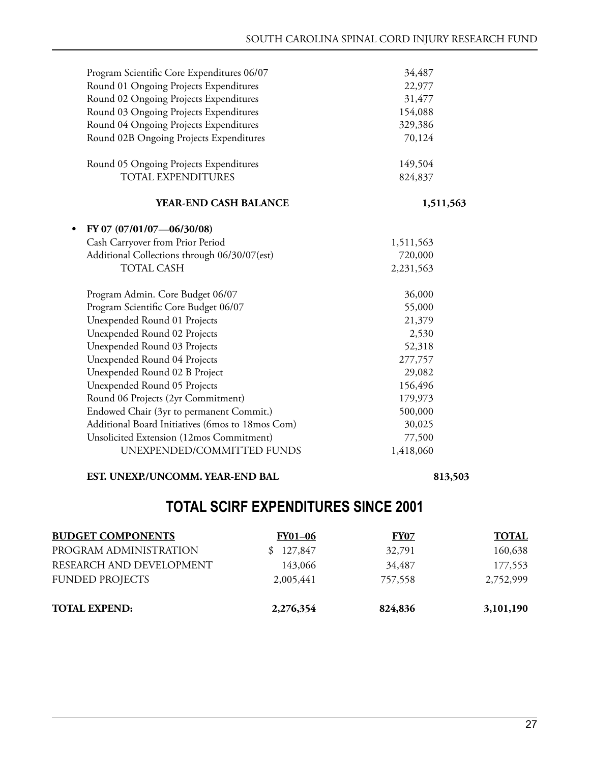| | |
|---|---|
| Program Scientific Core Expenditures 06/07 | 34,487 |
| Round 01 Ongoing Projects Expenditures | 22,977 |
| Round 02 Ongoing Projects Expenditures | 31,477 |
| Round 03 Ongoing Projects Expenditures | 154,088 |
| Round 04 Ongoing Projects Expenditures | 329,386 |
| Round 02B Ongoing Projects Expenditures | 70,124 |
| Round 05 Ongoing Projects Expenditures | 149,504 |
| TOTAL EXPENDITURES | 824,837 |

| | | |
|---|---|---|
| **YEAR-END CASH BALANCE** | | **1,511,563** |

- **FY 07 (07/01/07—06/30/08)**

| | |
|---|---|
| Cash Carryover from Prior Period | 1,511,563 |
| Additional Collections through 06/30/07(est) | 720,000 |
| TOTAL CASH | 2,231,563 |
| Program Admin. Core Budget 06/07 | 36,000 |
| Program Scientific Core Budget 06/07 | 55,000 |
| Unexpended Round 01 Projects | 21,379 |
| Unexpended Round 02 Projects | 2,530 |
| Unexpended Round 03 Projects | 52,318 |
| Unexpended Round 04 Projects | 277,757 |
| Unexpended Round 02 B Project | 29,082 |
| Unexpended Round 05 Projects | 156,496 |
| Round 06 Projects (2yr Commitment) | 179,973 |
| Endowed Chair (3yr to permanent Commit.) | 500,000 |
| Additional Board Initiatives (6mos to 18mos Com) | 30,025 |
| Unsolicited Extension (12mos Commitment) | 77,500 |
| UNEXPENDED/COMMITTED FUNDS | 1,418,060 |

| | | |
|---|---|---|
| **EST. UNEXP./UNCOMM. YEAR-END BAL** | | **813,503** |

## TOTAL SCIRF EXPENDITURES SINCE 2001

| **BUDGET COMPONENTS** | **FY01–06** | **FY07** | **TOTAL** |
|---|---|---|---|
| PROGRAM ADMINISTRATION | $ 127,847 | 32,791 | 160,638 |
| RESEARCH AND DEVELOPMENT | 143,066 | 34,487 | 177,553 |
| FUNDED PROJECTS | 2,005,441 | 757,558 | 2,752,999 |
| **TOTAL EXPEND:** | **2,276,354** | **824,836** | **3,101,190** |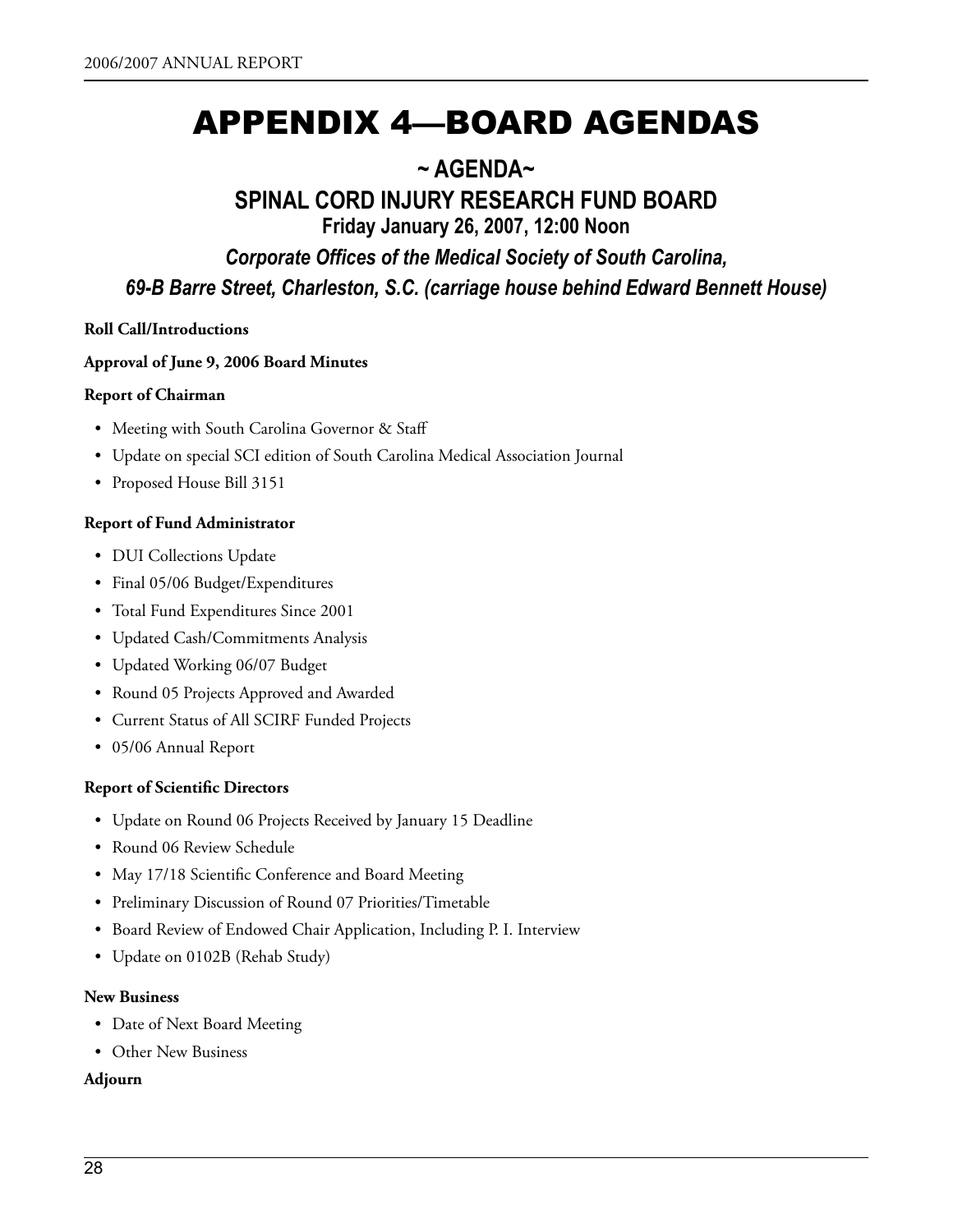# APPENDIX 4—BOARD AGENDAS

## ~ AGENDA~

## SPINAL CORD INJURY RESEARCH FUND BOARD

### Friday January 26, 2007, 12:00 Noon

***Corporate Offices of the Medical Society of South Carolina,***

***69-B Barre Street, Charleston, S.C. (carriage house behind Edward Bennett House)***

**Roll Call/Introductions**

**Approval of June 9, 2006 Board Minutes**

**Report of Chairman**

- Meeting with South Carolina Governor & Staff
- Update on special SCI edition of South Carolina Medical Association Journal
- Proposed House Bill 3151

**Report of Fund Administrator**

- DUI Collections Update
- Final 05/06 Budget/Expenditures
- Total Fund Expenditures Since 2001
- Updated Cash/Commitments Analysis
- Updated Working 06/07 Budget
- Round 05 Projects Approved and Awarded
- Current Status of All SCIRF Funded Projects
- 05/06 Annual Report

**Report of Scientific Directors**

- Update on Round 06 Projects Received by January 15 Deadline
- Round 06 Review Schedule
- May 17/18 Scientific Conference and Board Meeting
- Preliminary Discussion of Round 07 Priorities/Timetable
- Board Review of Endowed Chair Application, Including P. I. Interview
- Update on 0102B (Rehab Study)

**New Business**

- Date of Next Board Meeting
- Other New Business

**Adjourn**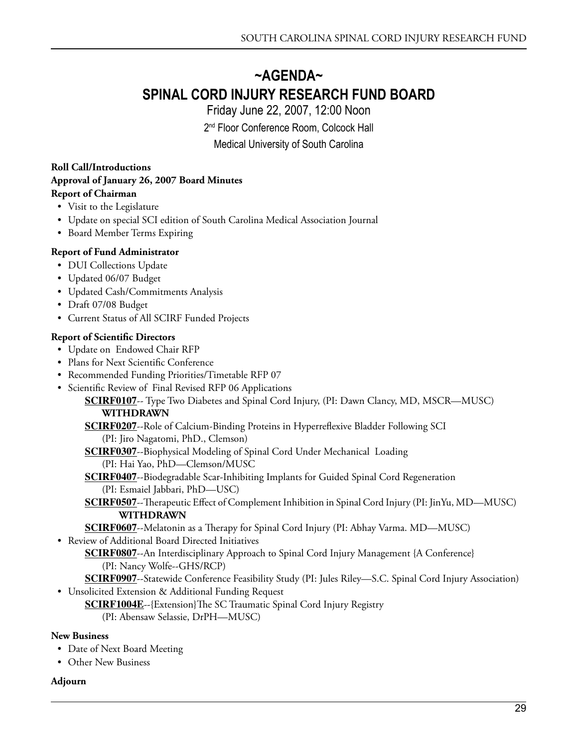# ~AGENDA~

# SPINAL CORD INJURY RESEARCH FUND BOARD

Friday June 22, 2007, 12:00 Noon

2nd Floor Conference Room, Colcock Hall

Medical University of South Carolina

**Roll Call/Introductions**

**Approval of January 26, 2007 Board Minutes**

**Report of Chairman**

- Visit to the Legislature
- Update on special SCI edition of South Carolina Medical Association Journal
- Board Member Terms Expiring

**Report of Fund Administrator**

- DUI Collections Update
- Updated 06/07 Budget
- Updated Cash/Commitments Analysis
- Draft 07/08 Budget
- Current Status of All SCIRF Funded Projects

**Report of Scientific Directors**

- Update on Endowed Chair RFP
- Plans for Next Scientific Conference
- Recommended Funding Priorities/Timetable RFP 07
- Scientific Review of Final Revised RFP 06 Applications
  - **SCIRF0107**-- Type Two Diabetes and Spinal Cord Injury, (PI: Dawn Clancy, MD, MSCR—MUSC) **WITHDRAWN**
  - **SCIRF0207**--Role of Calcium-Binding Proteins in Hyperreflexive Bladder Following SCI (PI: Jiro Nagatomi, PhD., Clemson)
  - **SCIRF0307**--Biophysical Modeling of Spinal Cord Under Mechanical Loading (PI: Hai Yao, PhD—Clemson/MUSC
  - **SCIRF0407**--Biodegradable Scar-Inhibiting Implants for Guided Spinal Cord Regeneration (PI: Esmaiel Jabbari, PhD—USC)
  - **SCIRF0507**--Therapeutic Effect of Complement Inhibition in Spinal Cord Injury (PI: JinYu, MD—MUSC) **WITHDRAWN**
  - **SCIRF0607**--Melatonin as a Therapy for Spinal Cord Injury (PI: Abhay Varma. MD—MUSC)
- Review of Additional Board Directed Initiatives
  - **SCIRF0807**--An Interdisciplinary Approach to Spinal Cord Injury Management {A Conference} (PI: Nancy Wolfe--GHS/RCP)
  - **SCIRF0907**--Statewide Conference Feasibility Study (PI: Jules Riley—S.C. Spinal Cord Injury Association)
- Unsolicited Extension & Additional Funding Request
  - **SCIRF1004E**--{Extension}The SC Traumatic Spinal Cord Injury Registry (PI: Abensaw Selassie, DrPH—MUSC)

**New Business**

- Date of Next Board Meeting
- Other New Business

**Adjourn**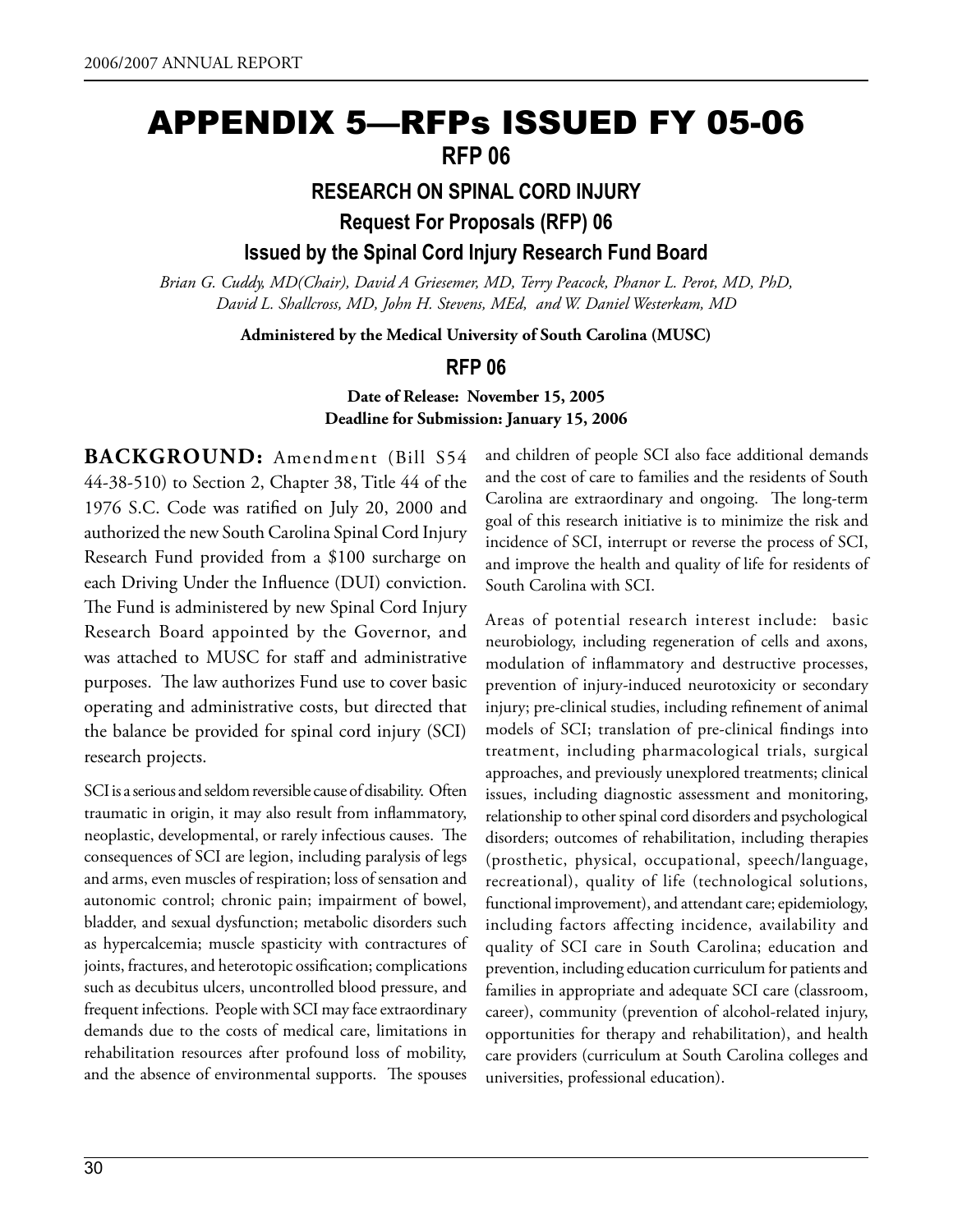# APPENDIX 5—RFPs ISSUED FY 05-06

## RFP 06

### RESEARCH ON SPINAL CORD INJURY

### Request For Proposals (RFP) 06

### Issued by the Spinal Cord Injury Research Fund Board

*Brian G. Cuddy, MD(Chair), David A Griesemer, MD, Terry Peacock, Phanor L. Perot, MD, PhD, David L. Shallcross, MD, John H. Stevens, MEd, and W. Daniel Westerkam, MD*

**Administered by the Medical University of South Carolina (MUSC)**

### RFP 06

**Date of Release: November 15, 2005**
**Deadline for Submission: January 15, 2006**

**BACKGROUND:** Amendment (Bill S54 44-38-510) to Section 2, Chapter 38, Title 44 of the 1976 S.C. Code was ratified on July 20, 2000 and authorized the new South Carolina Spinal Cord Injury Research Fund provided from a $100 surcharge on each Driving Under the Influence (DUI) conviction. The Fund is administered by new Spinal Cord Injury Research Board appointed by the Governor, and was attached to MUSC for staff and administrative purposes. The law authorizes Fund use to cover basic operating and administrative costs, but directed that the balance be provided for spinal cord injury (SCI) research projects.

SCI is a serious and seldom reversible cause of disability. Often traumatic in origin, it may also result from inflammatory, neoplastic, developmental, or rarely infectious causes. The consequences of SCI are legion, including paralysis of legs and arms, even muscles of respiration; loss of sensation and autonomic control; chronic pain; impairment of bowel, bladder, and sexual dysfunction; metabolic disorders such as hypercalcemia; muscle spasticity with contractures of joints, fractures, and heterotopic ossification; complications such as decubitus ulcers, uncontrolled blood pressure, and frequent infections. People with SCI may face extraordinary demands due to the costs of medical care, limitations in rehabilitation resources after profound loss of mobility, and the absence of environmental supports. The spouses and children of people SCI also face additional demands and the cost of care to families and the residents of South Carolina are extraordinary and ongoing. The long-term goal of this research initiative is to minimize the risk and incidence of SCI, interrupt or reverse the process of SCI, and improve the health and quality of life for residents of South Carolina with SCI.

Areas of potential research interest include: basic neurobiology, including regeneration of cells and axons, modulation of inflammatory and destructive processes, prevention of injury-induced neurotoxicity or secondary injury; pre-clinical studies, including refinement of animal models of SCI; translation of pre-clinical findings into treatment, including pharmacological trials, surgical approaches, and previously unexplored treatments; clinical issues, including diagnostic assessment and monitoring, relationship to other spinal cord disorders and psychological disorders; outcomes of rehabilitation, including therapies (prosthetic, physical, occupational, speech/language, recreational), quality of life (technological solutions, functional improvement), and attendant care; epidemiology, including factors affecting incidence, availability and quality of SCI care in South Carolina; education and prevention, including education curriculum for patients and families in appropriate and adequate SCI care (classroom, career), community (prevention of alcohol-related injury, opportunities for therapy and rehabilitation), and health care providers (curriculum at South Carolina colleges and universities, professional education).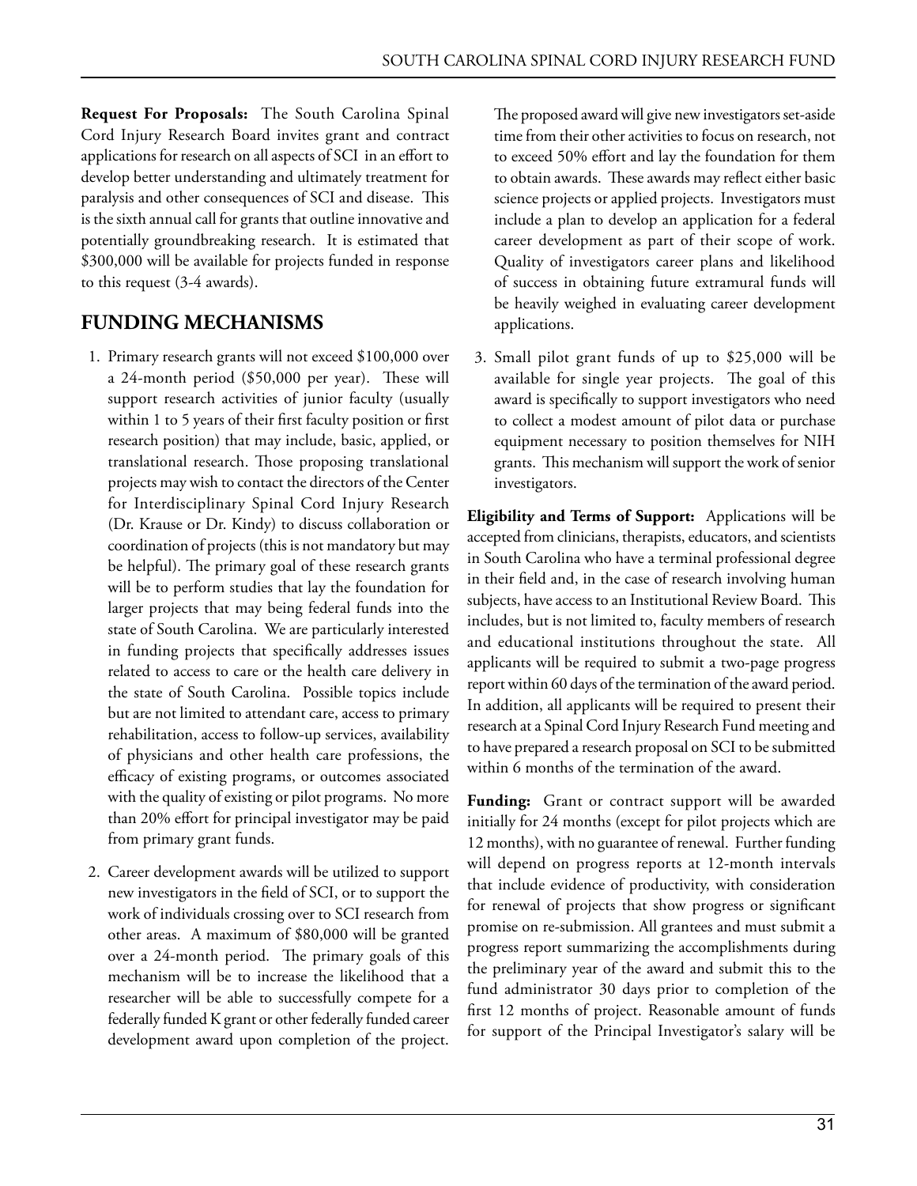**Request For Proposals:** The South Carolina Spinal Cord Injury Research Board invites grant and contract applications for research on all aspects of SCI in an effort to develop better understanding and ultimately treatment for paralysis and other consequences of SCI and disease. This is the sixth annual call for grants that outline innovative and potentially groundbreaking research. It is estimated that $300,000 will be available for projects funded in response to this request (3-4 awards).

## FUNDING MECHANISMS

1. Primary research grants will not exceed $100,000 over a 24-month period ($50,000 per year). These will support research activities of junior faculty (usually within 1 to 5 years of their first faculty position or first research position) that may include, basic, applied, or translational research. Those proposing translational projects may wish to contact the directors of the Center for Interdisciplinary Spinal Cord Injury Research (Dr. Krause or Dr. Kindy) to discuss collaboration or coordination of projects (this is not mandatory but may be helpful). The primary goal of these research grants will be to perform studies that lay the foundation for larger projects that may being federal funds into the state of South Carolina. We are particularly interested in funding projects that specifically addresses issues related to access to care or the health care delivery in the state of South Carolina. Possible topics include but are not limited to attendant care, access to primary rehabilitation, access to follow-up services, availability of physicians and other health care professions, the efficacy of existing programs, or outcomes associated with the quality of existing or pilot programs. No more than 20% effort for principal investigator may be paid from primary grant funds.

2. Career development awards will be utilized to support new investigators in the field of SCI, or to support the work of individuals crossing over to SCI research from other areas. A maximum of $80,000 will be granted over a 24-month period. The primary goals of this mechanism will be to increase the likelihood that a researcher will be able to successfully compete for a federally funded K grant or other federally funded career development award upon completion of the project. The proposed award will give new investigators set-aside time from their other activities to focus on research, not to exceed 50% effort and lay the foundation for them to obtain awards. These awards may reflect either basic science projects or applied projects. Investigators must include a plan to develop an application for a federal career development as part of their scope of work. Quality of investigators career plans and likelihood of success in obtaining future extramural funds will be heavily weighed in evaluating career development applications.

3. Small pilot grant funds of up to $25,000 will be available for single year projects. The goal of this award is specifically to support investigators who need to collect a modest amount of pilot data or purchase equipment necessary to position themselves for NIH grants. This mechanism will support the work of senior investigators.

**Eligibility and Terms of Support:** Applications will be accepted from clinicians, therapists, educators, and scientists in South Carolina who have a terminal professional degree in their field and, in the case of research involving human subjects, have access to an Institutional Review Board. This includes, but is not limited to, faculty members of research and educational institutions throughout the state. All applicants will be required to submit a two-page progress report within 60 days of the termination of the award period. In addition, all applicants will be required to present their research at a Spinal Cord Injury Research Fund meeting and to have prepared a research proposal on SCI to be submitted within 6 months of the termination of the award.

**Funding:** Grant or contract support will be awarded initially for 24 months (except for pilot projects which are 12 months), with no guarantee of renewal. Further funding will depend on progress reports at 12-month intervals that include evidence of productivity, with consideration for renewal of projects that show progress or significant promise on re-submission. All grantees and must submit a progress report summarizing the accomplishments during the preliminary year of the award and submit this to the fund administrator 30 days prior to completion of the first 12 months of project. Reasonable amount of funds for support of the Principal Investigator's salary will be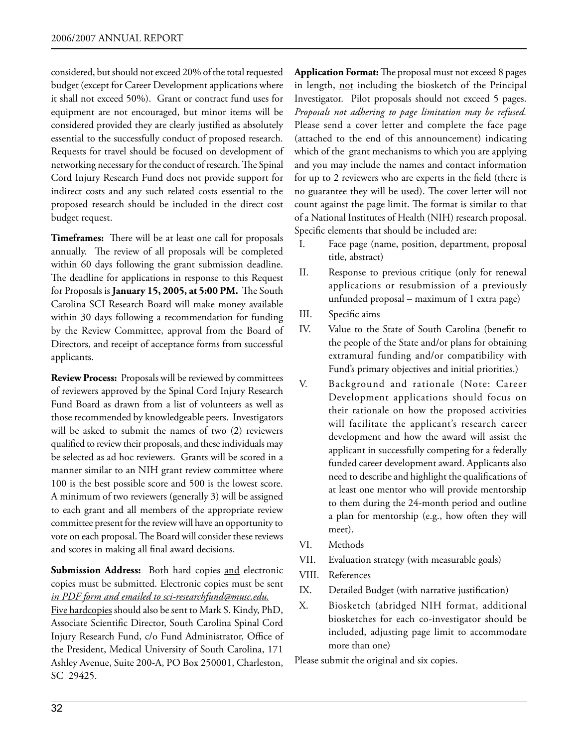considered, but should not exceed 20% of the total requested budget (except for Career Development applications where it shall not exceed 50%). Grant or contract fund uses for equipment are not encouraged, but minor items will be considered provided they are clearly justified as absolutely essential to the successfully conduct of proposed research. Requests for travel should be focused on development of networking necessary for the conduct of research. The Spinal Cord Injury Research Fund does not provide support for indirect costs and any such related costs essential to the proposed research should be included in the direct cost budget request.

**Timeframes:** There will be at least one call for proposals annually. The review of all proposals will be completed within 60 days following the grant submission deadline. The deadline for applications in response to this Request for Proposals is **January 15, 2005, at 5:00 PM.** The South Carolina SCI Research Board will make money available within 30 days following a recommendation for funding by the Review Committee, approval from the Board of Directors, and receipt of acceptance forms from successful applicants.

**Review Process:** Proposals will be reviewed by committees of reviewers approved by the Spinal Cord Injury Research Fund Board as drawn from a list of volunteers as well as those recommended by knowledgeable peers. Investigators will be asked to submit the names of two (2) reviewers qualified to review their proposals, and these individuals may be selected as ad hoc reviewers. Grants will be scored in a manner similar to an NIH grant review committee where 100 is the best possible score and 500 is the lowest score. A minimum of two reviewers (generally 3) will be assigned to each grant and all members of the appropriate review committee present for the review will have an opportunity to vote on each proposal. The Board will consider these reviews and scores in making all final award decisions.

**Submission Address:** Both hard copies and electronic copies must be submitted. Electronic copies must be sent *in PDF form and emailed to sci-researchfund@musc.edu.* Five hardcopies should also be sent to Mark S. Kindy, PhD, Associate Scientific Director, South Carolina Spinal Cord Injury Research Fund, c/o Fund Administrator, Office of the President, Medical University of South Carolina, 171 Ashley Avenue, Suite 200-A, PO Box 250001, Charleston, SC 29425.

**Application Format:** The proposal must not exceed 8 pages in length, not including the biosketch of the Principal Investigator. Pilot proposals should not exceed 5 pages. *Proposals not adhering to page limitation may be refused.* Please send a cover letter and complete the face page (attached to the end of this announcement) indicating which of the grant mechanisms to which you are applying and you may include the names and contact information for up to 2 reviewers who are experts in the field (there is no guarantee they will be used). The cover letter will not count against the page limit. The format is similar to that of a National Institutes of Health (NIH) research proposal. Specific elements that should be included are:

I. Face page (name, position, department, proposal title, abstract)

II. Response to previous critique (only for renewal applications or resubmission of a previously unfunded proposal – maximum of 1 extra page)

III. Specific aims

IV. Value to the State of South Carolina (benefit to the people of the State and/or plans for obtaining extramural funding and/or compatibility with Fund's primary objectives and initial priorities.)

V. Background and rationale (Note: Career Development applications should focus on their rationale on how the proposed activities will facilitate the applicant's research career development and how the award will assist the applicant in successfully competing for a federally funded career development award. Applicants also need to describe and highlight the qualifications of at least one mentor who will provide mentorship to them during the 24-month period and outline a plan for mentorship (e.g., how often they will meet).

VI. Methods

VII. Evaluation strategy (with measurable goals)

VIII. References

IX. Detailed Budget (with narrative justification)

X. Biosketch (abridged NIH format, additional biosketches for each co-investigator should be included, adjusting page limit to accommodate more than one)

Please submit the original and six copies.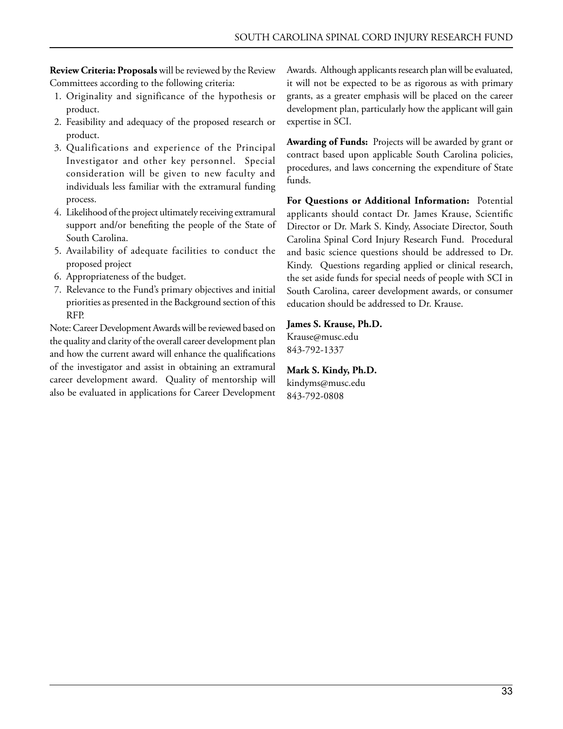**Review Criteria: Proposals** will be reviewed by the Review Committees according to the following criteria:

1. Originality and significance of the hypothesis or product.
2. Feasibility and adequacy of the proposed research or product.
3. Qualifications and experience of the Principal Investigator and other key personnel. Special consideration will be given to new faculty and individuals less familiar with the extramural funding process.
4. Likelihood of the project ultimately receiving extramural support and/or benefiting the people of the State of South Carolina.
5. Availability of adequate facilities to conduct the proposed project
6. Appropriateness of the budget.
7. Relevance to the Fund's primary objectives and initial priorities as presented in the Background section of this RFP.

Note: Career Development Awards will be reviewed based on the quality and clarity of the overall career development plan and how the current award will enhance the qualifications of the investigator and assist in obtaining an extramural career development award. Quality of mentorship will also be evaluated in applications for Career Development Awards. Although applicants research plan will be evaluated, it will not be expected to be as rigorous as with primary grants, as a greater emphasis will be placed on the career development plan, particularly how the applicant will gain expertise in SCI.

**Awarding of Funds:** Projects will be awarded by grant or contract based upon applicable South Carolina policies, procedures, and laws concerning the expenditure of State funds.

**For Questions or Additional Information:** Potential applicants should contact Dr. James Krause, Scientific Director or Dr. Mark S. Kindy, Associate Director, South Carolina Spinal Cord Injury Research Fund. Procedural and basic science questions should be addressed to Dr. Kindy. Questions regarding applied or clinical research, the set aside funds for special needs of people with SCI in South Carolina, career development awards, or consumer education should be addressed to Dr. Krause.

**James S. Krause, Ph.D.**
Krause@musc.edu
843-792-1337

**Mark S. Kindy, Ph.D.**
kindyms@musc.edu
843-792-0808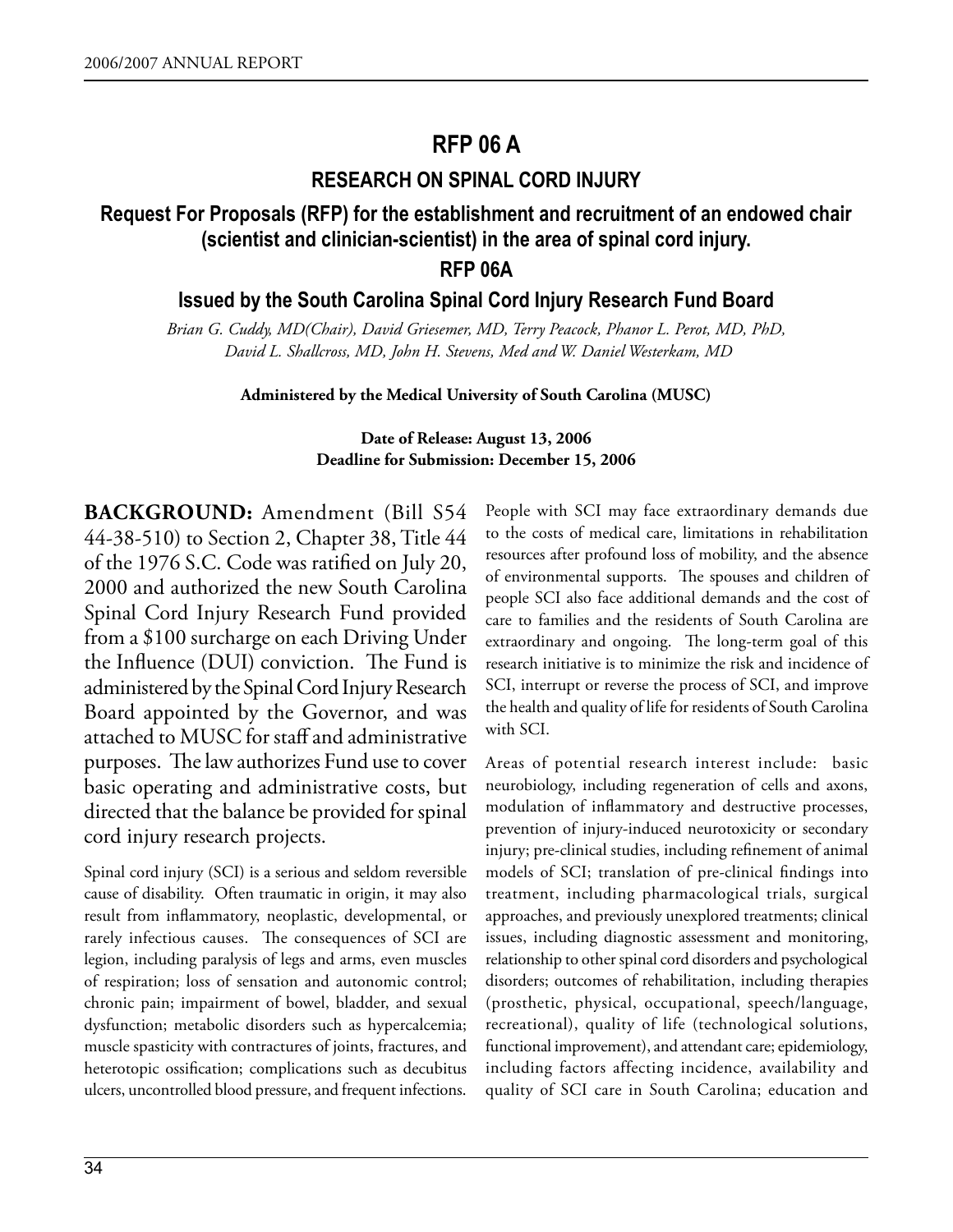# RFP 06 A

## RESEARCH ON SPINAL CORD INJURY

### Request For Proposals (RFP) for the establishment and recruitment of an endowed chair (scientist and clinician-scientist) in the area of spinal cord injury.

### RFP 06A

### Issued by the South Carolina Spinal Cord Injury Research Fund Board

*Brian G. Cuddy, MD(Chair), David Griesemer, MD, Terry Peacock, Phanor L. Perot, MD, PhD, David L. Shallcross, MD, John H. Stevens, Med and W. Daniel Westerkam, MD*

**Administered by the Medical University of South Carolina (MUSC)**

**Date of Release: August 13, 2006**
**Deadline for Submission: December 15, 2006**

**BACKGROUND:** Amendment (Bill S54 44-38-510) to Section 2, Chapter 38, Title 44 of the 1976 S.C. Code was ratified on July 20, 2000 and authorized the new South Carolina Spinal Cord Injury Research Fund provided from a $100 surcharge on each Driving Under the Influence (DUI) conviction. The Fund is administered by the Spinal Cord Injury Research Board appointed by the Governor, and was attached to MUSC for staff and administrative purposes. The law authorizes Fund use to cover basic operating and administrative costs, but directed that the balance be provided for spinal cord injury research projects.

Spinal cord injury (SCI) is a serious and seldom reversible cause of disability. Often traumatic in origin, it may also result from inflammatory, neoplastic, developmental, or rarely infectious causes. The consequences of SCI are legion, including paralysis of legs and arms, even muscles of respiration; loss of sensation and autonomic control; chronic pain; impairment of bowel, bladder, and sexual dysfunction; metabolic disorders such as hypercalcemia; muscle spasticity with contractures of joints, fractures, and heterotopic ossification; complications such as decubitus ulcers, uncontrolled blood pressure, and frequent infections.

People with SCI may face extraordinary demands due to the costs of medical care, limitations in rehabilitation resources after profound loss of mobility, and the absence of environmental supports. The spouses and children of people SCI also face additional demands and the cost of care to families and the residents of South Carolina are extraordinary and ongoing. The long-term goal of this research initiative is to minimize the risk and incidence of SCI, interrupt or reverse the process of SCI, and improve the health and quality of life for residents of South Carolina with SCI.

Areas of potential research interest include: basic neurobiology, including regeneration of cells and axons, modulation of inflammatory and destructive processes, prevention of injury-induced neurotoxicity or secondary injury; pre-clinical studies, including refinement of animal models of SCI; translation of pre-clinical findings into treatment, including pharmacological trials, surgical approaches, and previously unexplored treatments; clinical issues, including diagnostic assessment and monitoring, relationship to other spinal cord disorders and psychological disorders; outcomes of rehabilitation, including therapies (prosthetic, physical, occupational, speech/language, recreational), quality of life (technological solutions, functional improvement), and attendant care; epidemiology, including factors affecting incidence, availability and quality of SCI care in South Carolina; education and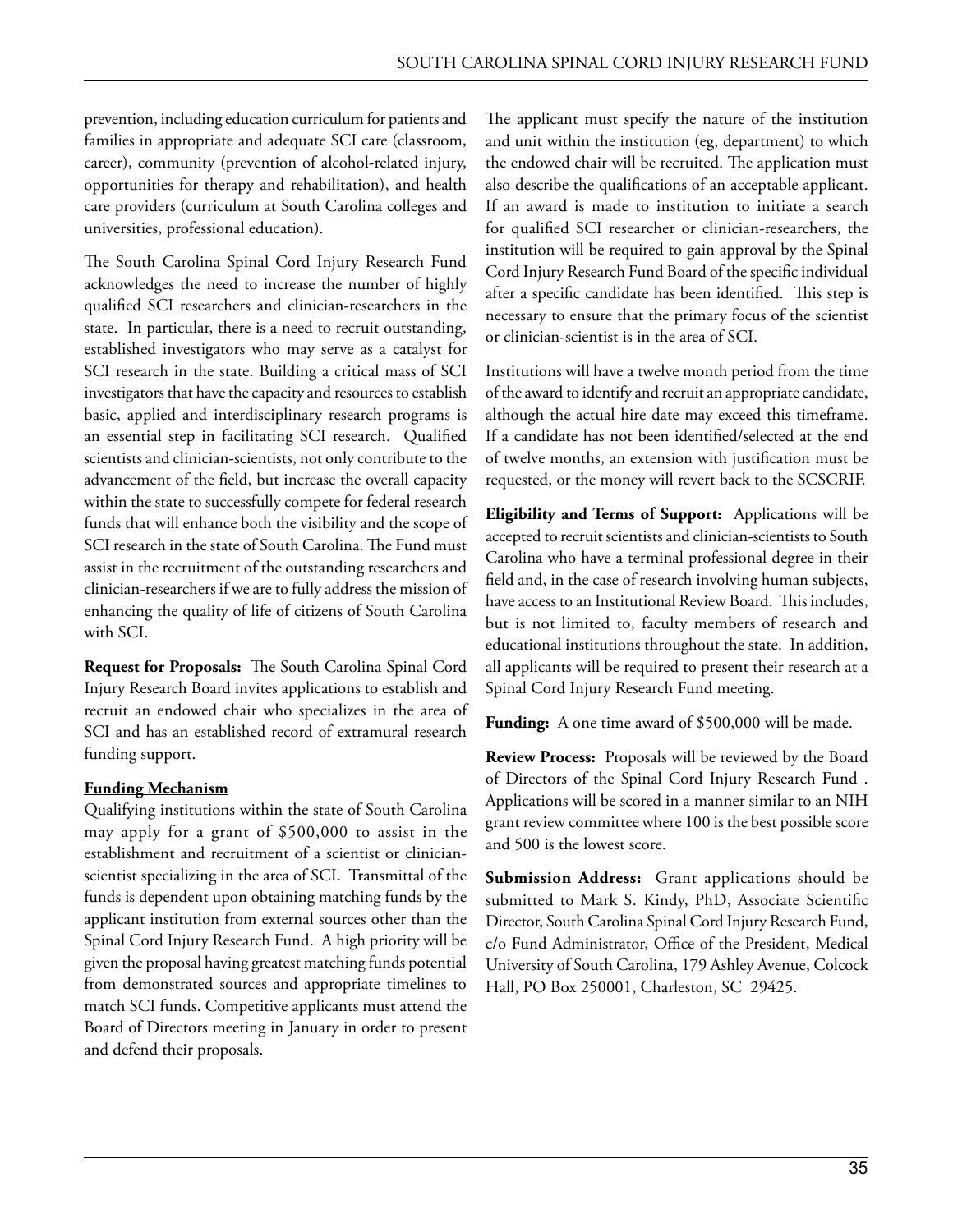prevention, including education curriculum for patients and families in appropriate and adequate SCI care (classroom, career), community (prevention of alcohol-related injury, opportunities for therapy and rehabilitation), and health care providers (curriculum at South Carolina colleges and universities, professional education).

The South Carolina Spinal Cord Injury Research Fund acknowledges the need to increase the number of highly qualified SCI researchers and clinician-researchers in the state. In particular, there is a need to recruit outstanding, established investigators who may serve as a catalyst for SCI research in the state. Building a critical mass of SCI investigators that have the capacity and resources to establish basic, applied and interdisciplinary research programs is an essential step in facilitating SCI research. Qualified scientists and clinician-scientists, not only contribute to the advancement of the field, but increase the overall capacity within the state to successfully compete for federal research funds that will enhance both the visibility and the scope of SCI research in the state of South Carolina. The Fund must assist in the recruitment of the outstanding researchers and clinician-researchers if we are to fully address the mission of enhancing the quality of life of citizens of South Carolina with SCI.

**Request for Proposals:** The South Carolina Spinal Cord Injury Research Board invites applications to establish and recruit an endowed chair who specializes in the area of SCI and has an established record of extramural research funding support.

**Funding Mechanism**

Qualifying institutions within the state of South Carolina may apply for a grant of $500,000 to assist in the establishment and recruitment of a scientist or clinician-scientist specializing in the area of SCI. Transmittal of the funds is dependent upon obtaining matching funds by the applicant institution from external sources other than the Spinal Cord Injury Research Fund. A high priority will be given the proposal having greatest matching funds potential from demonstrated sources and appropriate timelines to match SCI funds. Competitive applicants must attend the Board of Directors meeting in January in order to present and defend their proposals.

The applicant must specify the nature of the institution and unit within the institution (eg, department) to which the endowed chair will be recruited. The application must also describe the qualifications of an acceptable applicant. If an award is made to institution to initiate a search for qualified SCI researcher or clinician-researchers, the institution will be required to gain approval by the Spinal Cord Injury Research Fund Board of the specific individual after a specific candidate has been identified. This step is necessary to ensure that the primary focus of the scientist or clinician-scientist is in the area of SCI.

Institutions will have a twelve month period from the time of the award to identify and recruit an appropriate candidate, although the actual hire date may exceed this timeframe. If a candidate has not been identified/selected at the end of twelve months, an extension with justification must be requested, or the money will revert back to the SCSCRIF.

**Eligibility and Terms of Support:** Applications will be accepted to recruit scientists and clinician-scientists to South Carolina who have a terminal professional degree in their field and, in the case of research involving human subjects, have access to an Institutional Review Board. This includes, but is not limited to, faculty members of research and educational institutions throughout the state. In addition, all applicants will be required to present their research at a Spinal Cord Injury Research Fund meeting.

**Funding:** A one time award of $500,000 will be made.

**Review Process:** Proposals will be reviewed by the Board of Directors of the Spinal Cord Injury Research Fund . Applications will be scored in a manner similar to an NIH grant review committee where 100 is the best possible score and 500 is the lowest score.

**Submission Address:** Grant applications should be submitted to Mark S. Kindy, PhD, Associate Scientific Director, South Carolina Spinal Cord Injury Research Fund, c/o Fund Administrator, Office of the President, Medical University of South Carolina, 179 Ashley Avenue, Colcock Hall, PO Box 250001, Charleston, SC 29425.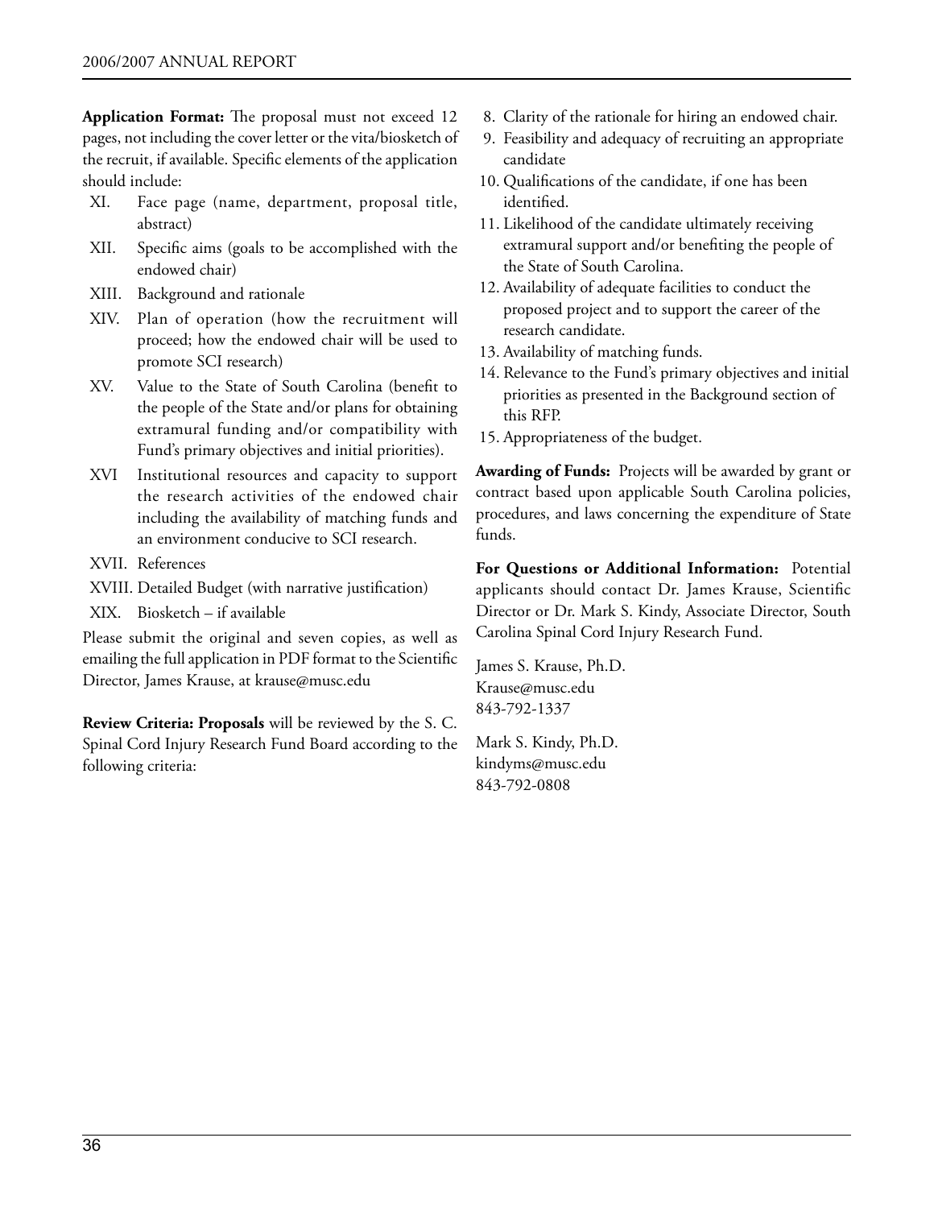**Application Format:** The proposal must not exceed 12 pages, not including the cover letter or the vita/biosketch of the recruit, if available. Specific elements of the application should include:

- XI. Face page (name, department, proposal title, abstract)
- XII. Specific aims (goals to be accomplished with the endowed chair)
- XIII. Background and rationale
- XIV. Plan of operation (how the recruitment will proceed; how the endowed chair will be used to promote SCI research)
- XV. Value to the State of South Carolina (benefit to the people of the State and/or plans for obtaining extramural funding and/or compatibility with Fund's primary objectives and initial priorities).
- XVI Institutional resources and capacity to support the research activities of the endowed chair including the availability of matching funds and an environment conducive to SCI research.
- XVII. References
- XVIII. Detailed Budget (with narrative justification)
- XIX. Biosketch – if available

Please submit the original and seven copies, as well as emailing the full application in PDF format to the Scientific Director, James Krause, at krause@musc.edu

**Review Criteria: Proposals** will be reviewed by the S. C. Spinal Cord Injury Research Fund Board according to the following criteria:

8. Clarity of the rationale for hiring an endowed chair.
9. Feasibility and adequacy of recruiting an appropriate candidate
10. Qualifications of the candidate, if one has been identified.
11. Likelihood of the candidate ultimately receiving extramural support and/or benefiting the people of the State of South Carolina.
12. Availability of adequate facilities to conduct the proposed project and to support the career of the research candidate.
13. Availability of matching funds.
14. Relevance to the Fund's primary objectives and initial priorities as presented in the Background section of this RFP.
15. Appropriateness of the budget.

**Awarding of Funds:** Projects will be awarded by grant or contract based upon applicable South Carolina policies, procedures, and laws concerning the expenditure of State funds.

**For Questions or Additional Information:** Potential applicants should contact Dr. James Krause, Scientific Director or Dr. Mark S. Kindy, Associate Director, South Carolina Spinal Cord Injury Research Fund.

James S. Krause, Ph.D.
Krause@musc.edu
843-792-1337

Mark S. Kindy, Ph.D.
kindyms@musc.edu
843-792-0808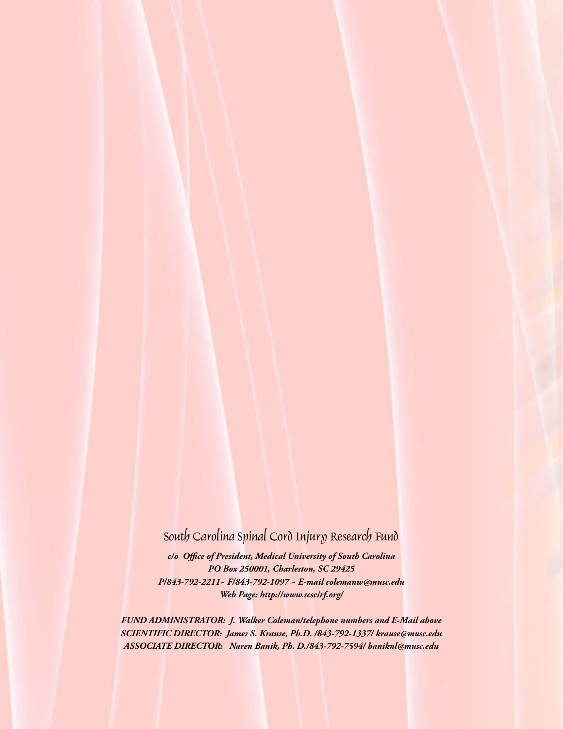South Carolina Spinal Cord Injury Research Fund

*c/o Office of President, Medical University of South Carolina*
*PO Box 250001, Charleston, SC 29425*
*P/843-792-2211~ F/843-792-1097 ~ E-mail colemanw@musc.edu*
*Web Page: http://www.scscirf.org/*

***FUND ADMINISTRATOR: J. Walker Coleman/telephone numbers and E-Mail above***
***SCIENTIFIC DIRECTOR: James S. Krause, Ph.D. /843-792-1337/ krause@musc.edu***
***ASSOCIATE DIRECTOR: Naren Banik, Ph. D./843-792-7594/ baniknl@musc.edu***